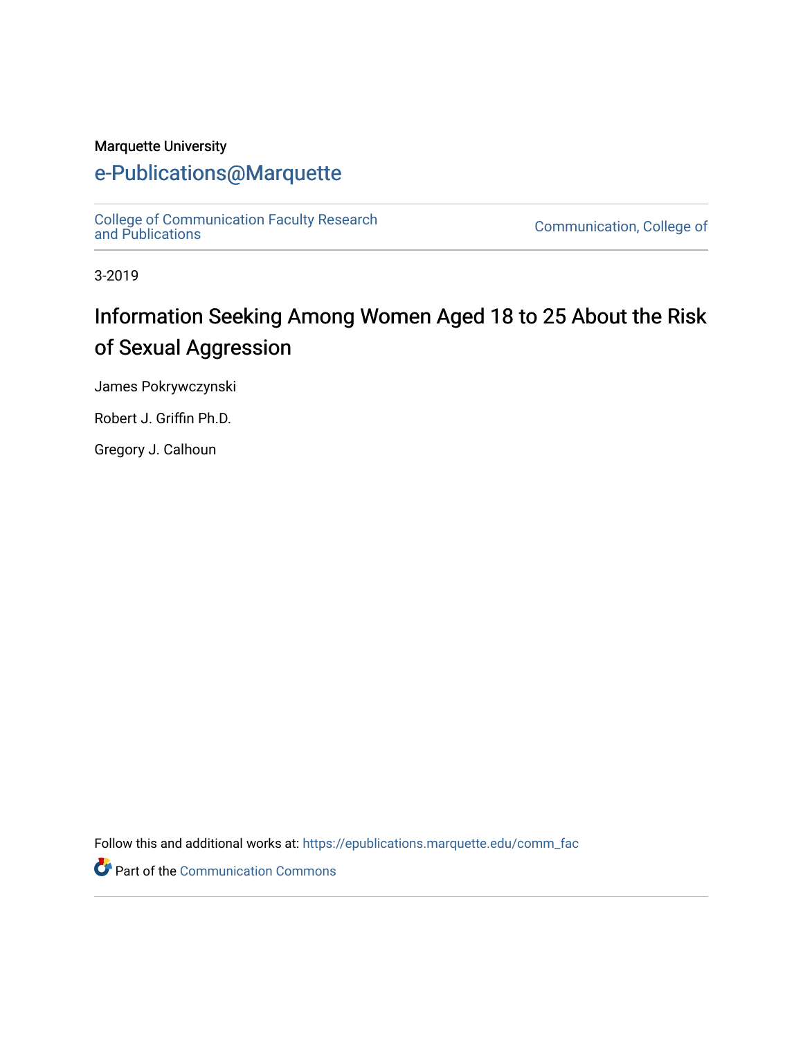Marquette University

# e-Publications@Marquette

College of Communication Faculty Research and Publications

Communication, College of

3-2019

## Information Seeking Among Women Aged 18 to 25 About the Risk of Sexual Aggression

James Pokrywczynski

Robert J. Griffin Ph.D.

Gregory J. Calhoun

Follow this and additional works at: https://epublications.marquette.edu/comm_fac

Part of the Communication Commons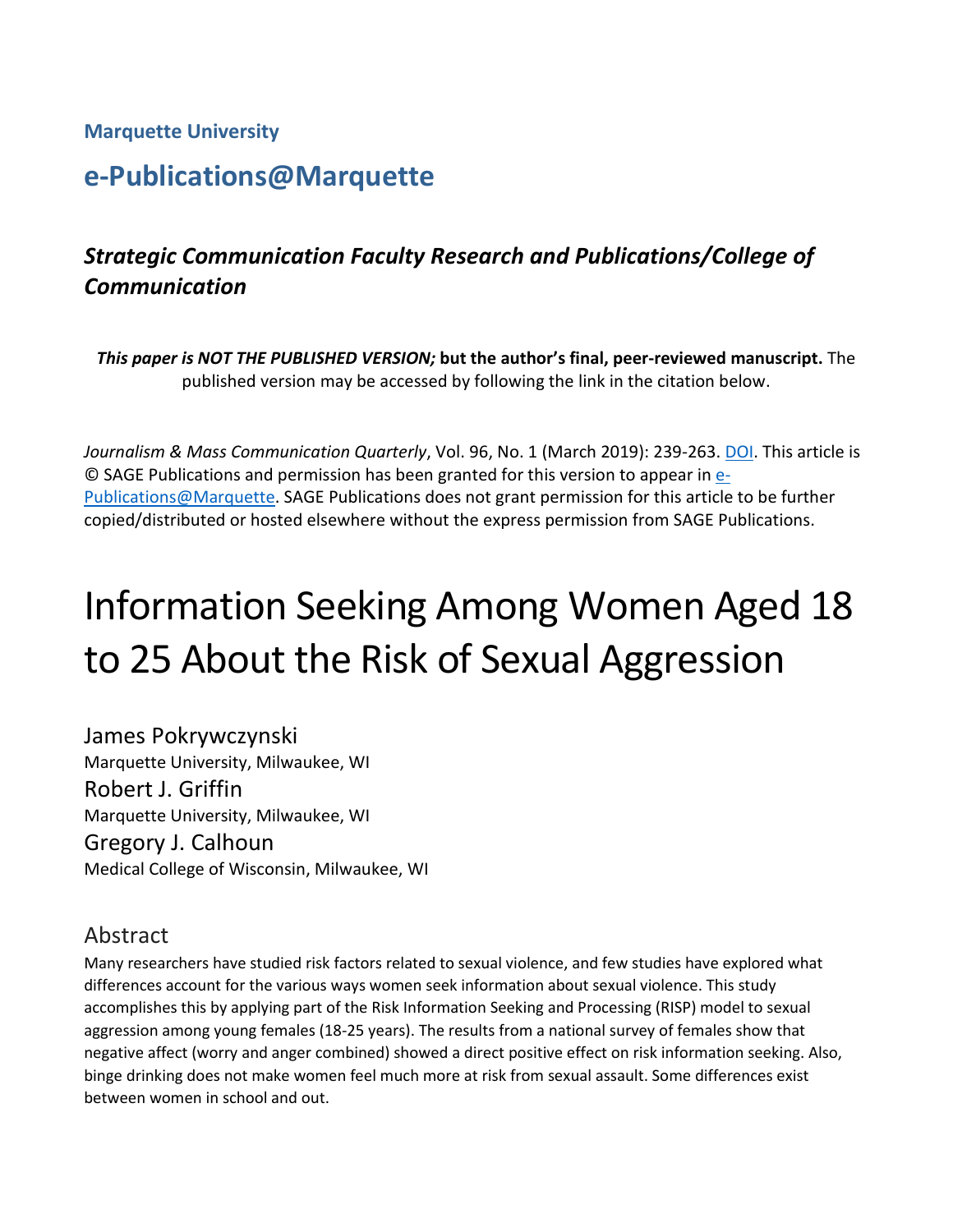**Marquette University**

## e-Publications@Marquette

### *Strategic Communication Faculty Research and Publications/College of Communication*

***This paper is NOT THE PUBLISHED VERSION;*** **but the author's final, peer-reviewed manuscript.** The published version may be accessed by following the link in the citation below.

*Journalism & Mass Communication Quarterly*, Vol. 96, No. 1 (March 2019): 239-263. DOI. This article is © SAGE Publications and permission has been granted for this version to appear in e-Publications@Marquette. SAGE Publications does not grant permission for this article to be further copied/distributed or hosted elsewhere without the express permission from SAGE Publications.

# Information Seeking Among Women Aged 18 to 25 About the Risk of Sexual Aggression

James Pokrywczynski
Marquette University, Milwaukee, WI

Robert J. Griffin
Marquette University, Milwaukee, WI

Gregory J. Calhoun
Medical College of Wisconsin, Milwaukee, WI

## Abstract

Many researchers have studied risk factors related to sexual violence, and few studies have explored what differences account for the various ways women seek information about sexual violence. This study accomplishes this by applying part of the Risk Information Seeking and Processing (RISP) model to sexual aggression among young females (18-25 years). The results from a national survey of females show that negative affect (worry and anger combined) showed a direct positive effect on risk information seeking. Also, binge drinking does not make women feel much more at risk from sexual assault. Some differences exist between women in school and out.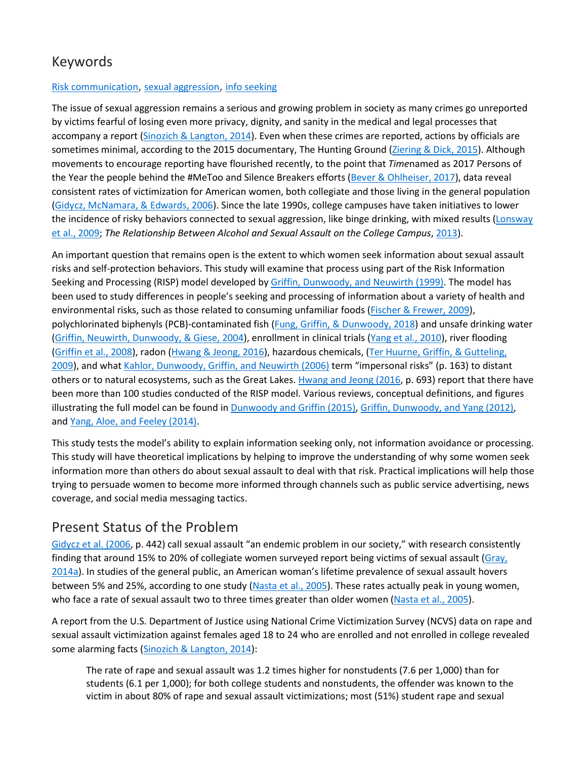## Keywords

Risk communication, sexual aggression, info seeking

The issue of sexual aggression remains a serious and growing problem in society as many crimes go unreported by victims fearful of losing even more privacy, dignity, and sanity in the medical and legal processes that accompany a report (Sinozich & Langton, 2014). Even when these crimes are reported, actions by officials are sometimes minimal, according to the 2015 documentary, The Hunting Ground (Ziering & Dick, 2015). Although movements to encourage reporting have flourished recently, to the point that *Time*named as 2017 Persons of the Year the people behind the #MeToo and Silence Breakers efforts (Bever & Ohlheiser, 2017), data reveal consistent rates of victimization for American women, both collegiate and those living in the general population (Gidycz, McNamara, & Edwards, 2006). Since the late 1990s, college campuses have taken initiatives to lower the incidence of risky behaviors connected to sexual aggression, like binge drinking, with mixed results (Lonsway et al., 2009; *The Relationship Between Alcohol and Sexual Assault on the College Campus*, 2013).

An important question that remains open is the extent to which women seek information about sexual assault risks and self-protection behaviors. This study will examine that process using part of the Risk Information Seeking and Processing (RISP) model developed by Griffin, Dunwoody, and Neuwirth (1999). The model has been used to study differences in people's seeking and processing of information about a variety of health and environmental risks, such as those related to consuming unfamiliar foods (Fischer & Frewer, 2009), polychlorinated biphenyls (PCB)-contaminated fish (Fung, Griffin, & Dunwoody, 2018) and unsafe drinking water (Griffin, Neuwirth, Dunwoody, & Giese, 2004), enrollment in clinical trials (Yang et al., 2010), river flooding (Griffin et al., 2008), radon (Hwang & Jeong, 2016), hazardous chemicals, (Ter Huurne, Griffin, & Gutteling, 2009), and what Kahlor, Dunwoody, Griffin, and Neuwirth (2006) term "impersonal risks" (p. 163) to distant others or to natural ecosystems, such as the Great Lakes. Hwang and Jeong (2016, p. 693) report that there have been more than 100 studies conducted of the RISP model. Various reviews, conceptual definitions, and figures illustrating the full model can be found in Dunwoody and Griffin (2015), Griffin, Dunwoody, and Yang (2012), and Yang, Aloe, and Feeley (2014).

This study tests the model's ability to explain information seeking only, not information avoidance or processing. This study will have theoretical implications by helping to improve the understanding of why some women seek information more than others do about sexual assault to deal with that risk. Practical implications will help those trying to persuade women to become more informed through channels such as public service advertising, news coverage, and social media messaging tactics.

## Present Status of the Problem

Gidycz et al. (2006, p. 442) call sexual assault "an endemic problem in our society," with research consistently finding that around 15% to 20% of collegiate women surveyed report being victims of sexual assault (Gray, 2014a). In studies of the general public, an American woman's lifetime prevalence of sexual assault hovers between 5% and 25%, according to one study (Nasta et al., 2005). These rates actually peak in young women, who face a rate of sexual assault two to three times greater than older women (Nasta et al., 2005).

A report from the U.S. Department of Justice using National Crime Victimization Survey (NCVS) data on rape and sexual assault victimization against females aged 18 to 24 who are enrolled and not enrolled in college revealed some alarming facts (Sinozich & Langton, 2014):

> The rate of rape and sexual assault was 1.2 times higher for nonstudents (7.6 per 1,000) than for students (6.1 per 1,000); for both college students and nonstudents, the offender was known to the victim in about 80% of rape and sexual assault victimizations; most (51%) student rape and sexual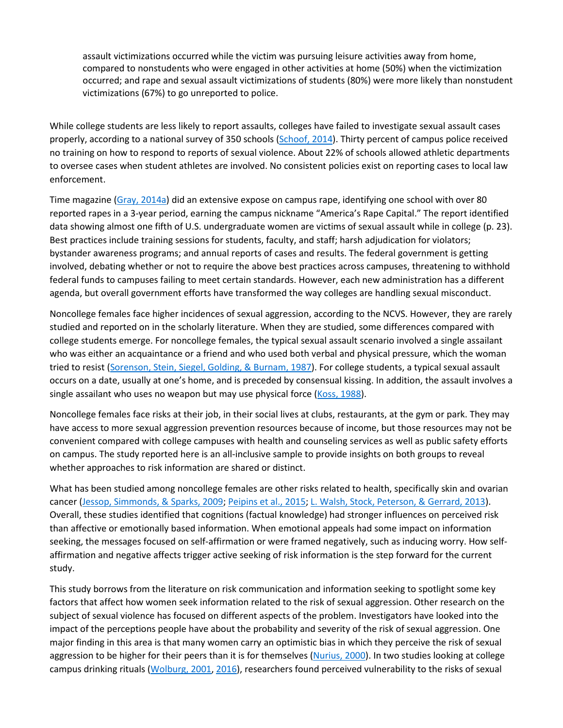> assault victimizations occurred while the victim was pursuing leisure activities away from home, compared to nonstudents who were engaged in other activities at home (50%) when the victimization occurred; and rape and sexual assault victimizations of students (80%) were more likely than nonstudent victimizations (67%) to go unreported to police.

While college students are less likely to report assaults, colleges have failed to investigate sexual assault cases properly, according to a national survey of 350 schools (Schoof, 2014). Thirty percent of campus police received no training on how to respond to reports of sexual violence. About 22% of schools allowed athletic departments to oversee cases when student athletes are involved. No consistent policies exist on reporting cases to local law enforcement.

Time magazine (Gray, 2014a) did an extensive expose on campus rape, identifying one school with over 80 reported rapes in a 3-year period, earning the campus nickname "America's Rape Capital." The report identified data showing almost one fifth of U.S. undergraduate women are victims of sexual assault while in college (p. 23). Best practices include training sessions for students, faculty, and staff; harsh adjudication for violators; bystander awareness programs; and annual reports of cases and results. The federal government is getting involved, debating whether or not to require the above best practices across campuses, threatening to withhold federal funds to campuses failing to meet certain standards. However, each new administration has a different agenda, but overall government efforts have transformed the way colleges are handling sexual misconduct.

Noncollege females face higher incidences of sexual aggression, according to the NCVS. However, they are rarely studied and reported on in the scholarly literature. When they are studied, some differences compared with college students emerge. For noncollege females, the typical sexual assault scenario involved a single assailant who was either an acquaintance or a friend and who used both verbal and physical pressure, which the woman tried to resist (Sorenson, Stein, Siegel, Golding, & Burnam, 1987). For college students, a typical sexual assault occurs on a date, usually at one's home, and is preceded by consensual kissing. In addition, the assault involves a single assailant who uses no weapon but may use physical force (Koss, 1988).

Noncollege females face risks at their job, in their social lives at clubs, restaurants, at the gym or park. They may have access to more sexual aggression prevention resources because of income, but those resources may not be convenient compared with college campuses with health and counseling services as well as public safety efforts on campus. The study reported here is an all-inclusive sample to provide insights on both groups to reveal whether approaches to risk information are shared or distinct.

What has been studied among noncollege females are other risks related to health, specifically skin and ovarian cancer (Jessop, Simmonds, & Sparks, 2009; Peipins et al., 2015; L. Walsh, Stock, Peterson, & Gerrard, 2013). Overall, these studies identified that cognitions (factual knowledge) had stronger influences on perceived risk than affective or emotionally based information. When emotional appeals had some impact on information seeking, the messages focused on self-affirmation or were framed negatively, such as inducing worry. How self-affirmation and negative affects trigger active seeking of risk information is the step forward for the current study.

This study borrows from the literature on risk communication and information seeking to spotlight some key factors that affect how women seek information related to the risk of sexual aggression. Other research on the subject of sexual violence has focused on different aspects of the problem. Investigators have looked into the impact of the perceptions people have about the probability and severity of the risk of sexual aggression. One major finding in this area is that many women carry an optimistic bias in which they perceive the risk of sexual aggression to be higher for their peers than it is for themselves (Nurius, 2000). In two studies looking at college campus drinking rituals (Wolburg, 2001, 2016), researchers found perceived vulnerability to the risks of sexual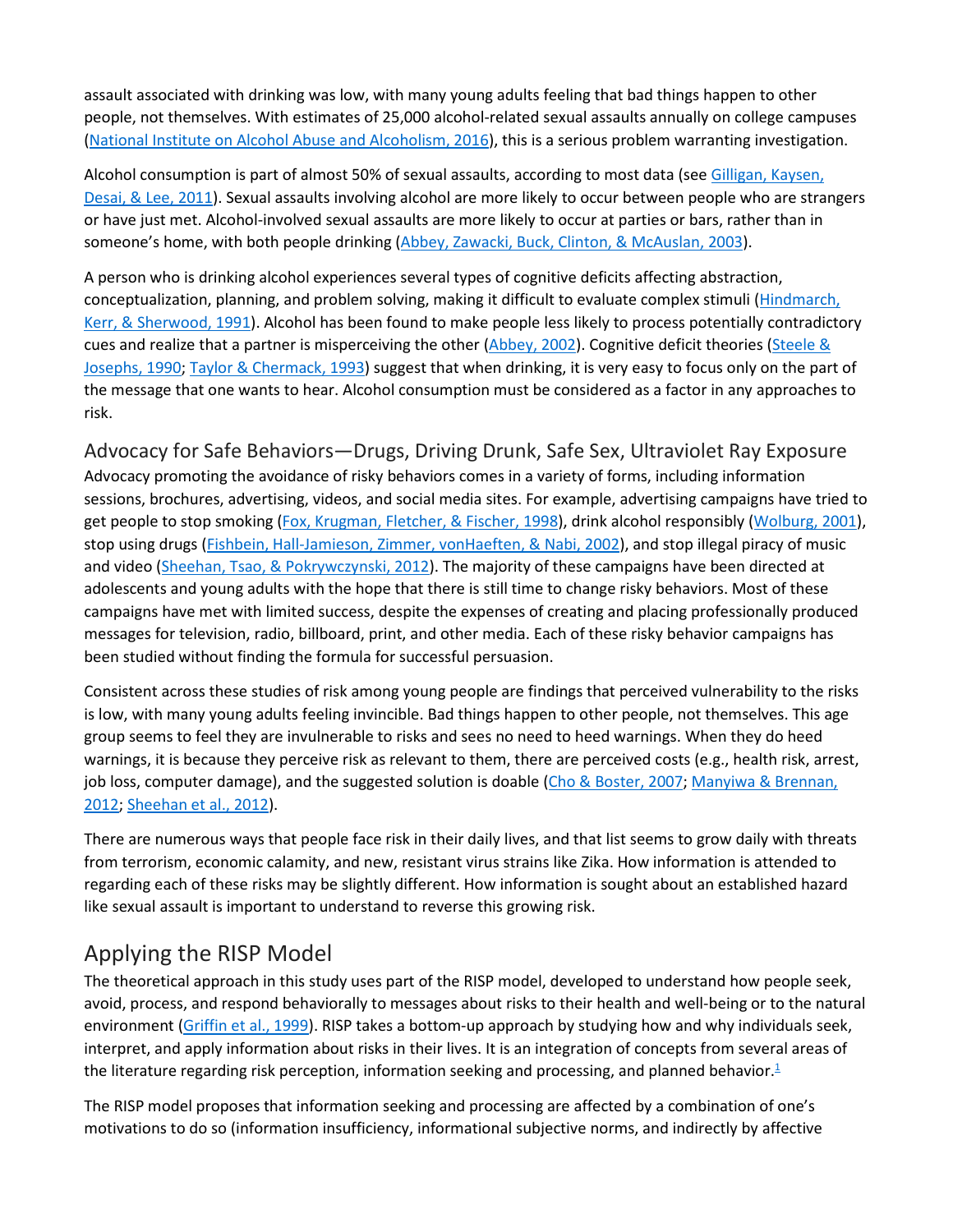assault associated with drinking was low, with many young adults feeling that bad things happen to other people, not themselves. With estimates of 25,000 alcohol-related sexual assaults annually on college campuses (National Institute on Alcohol Abuse and Alcoholism, 2016), this is a serious problem warranting investigation.

Alcohol consumption is part of almost 50% of sexual assaults, according to most data (see Gilligan, Kaysen, Desai, & Lee, 2011). Sexual assaults involving alcohol are more likely to occur between people who are strangers or have just met. Alcohol-involved sexual assaults are more likely to occur at parties or bars, rather than in someone's home, with both people drinking (Abbey, Zawacki, Buck, Clinton, & McAuslan, 2003).

A person who is drinking alcohol experiences several types of cognitive deficits affecting abstraction, conceptualization, planning, and problem solving, making it difficult to evaluate complex stimuli (Hindmarch, Kerr, & Sherwood, 1991). Alcohol has been found to make people less likely to process potentially contradictory cues and realize that a partner is misperceiving the other (Abbey, 2002). Cognitive deficit theories (Steele & Josephs, 1990; Taylor & Chermack, 1993) suggest that when drinking, it is very easy to focus only on the part of the message that one wants to hear. Alcohol consumption must be considered as a factor in any approaches to risk.

### Advocacy for Safe Behaviors—Drugs, Driving Drunk, Safe Sex, Ultraviolet Ray Exposure

Advocacy promoting the avoidance of risky behaviors comes in a variety of forms, including information sessions, brochures, advertising, videos, and social media sites. For example, advertising campaigns have tried to get people to stop smoking (Fox, Krugman, Fletcher, & Fischer, 1998), drink alcohol responsibly (Wolburg, 2001), stop using drugs (Fishbein, Hall-Jamieson, Zimmer, vonHaeften, & Nabi, 2002), and stop illegal piracy of music and video (Sheehan, Tsao, & Pokrywczynski, 2012). The majority of these campaigns have been directed at adolescents and young adults with the hope that there is still time to change risky behaviors. Most of these campaigns have met with limited success, despite the expenses of creating and placing professionally produced messages for television, radio, billboard, print, and other media. Each of these risky behavior campaigns has been studied without finding the formula for successful persuasion.

Consistent across these studies of risk among young people are findings that perceived vulnerability to the risks is low, with many young adults feeling invincible. Bad things happen to other people, not themselves. This age group seems to feel they are invulnerable to risks and sees no need to heed warnings. When they do heed warnings, it is because they perceive risk as relevant to them, there are perceived costs (e.g., health risk, arrest, job loss, computer damage), and the suggested solution is doable (Cho & Boster, 2007; Manyiwa & Brennan, 2012; Sheehan et al., 2012).

There are numerous ways that people face risk in their daily lives, and that list seems to grow daily with threats from terrorism, economic calamity, and new, resistant virus strains like Zika. How information is attended to regarding each of these risks may be slightly different. How information is sought about an established hazard like sexual assault is important to understand to reverse this growing risk.

## Applying the RISP Model

The theoretical approach in this study uses part of the RISP model, developed to understand how people seek, avoid, process, and respond behaviorally to messages about risks to their health and well-being or to the natural environment (Griffin et al., 1999). RISP takes a bottom-up approach by studying how and why individuals seek, interpret, and apply information about risks in their lives. It is an integration of concepts from several areas of the literature regarding risk perception, information seeking and processing, and planned behavior.[1]

The RISP model proposes that information seeking and processing are affected by a combination of one's motivations to do so (information insufficiency, informational subjective norms, and indirectly by affective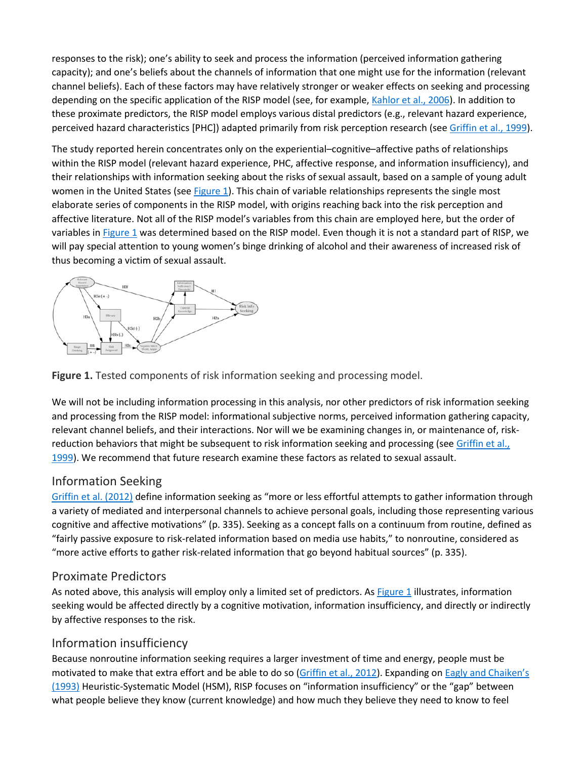responses to the risk); one's ability to seek and process the information (perceived information gathering capacity); and one's beliefs about the channels of information that one might use for the information (relevant channel beliefs). Each of these factors may have relatively stronger or weaker effects on seeking and processing depending on the specific application of the RISP model (see, for example, Kahlor et al., 2006). In addition to these proximate predictors, the RISP model employs various distal predictors (e.g., relevant hazard experience, perceived hazard characteristics [PHC]) adapted primarily from risk perception research (see Griffin et al., 1999).

The study reported herein concentrates only on the experiential–cognitive–affective paths of relationships within the RISP model (relevant hazard experience, PHC, affective response, and information insufficiency), and their relationships with information seeking about the risks of sexual assault, based on a sample of young adult women in the United States (see Figure 1). This chain of variable relationships represents the single most elaborate series of components in the RISP model, with origins reaching back into the risk perception and affective literature. Not all of the RISP model's variables from this chain are employed here, but the order of variables in Figure 1 was determined based on the RISP model. Even though it is not a standard part of RISP, we will pay special attention to young women's binge drinking of alcohol and their awareness of increased risk of thus becoming a victim of sexual assault.

Relevant Hazard Experience

H3f

H3e (+ -)

Information Sufficiency Threshold

H1

Risk Info Seeking

Current Knowledge

H3a

Efficacy

H2b

H2a

H3d (-)

H3b (-)

Binge Drinking

H4

(+ -)

Risk Judgment

H3c

Negative Affect: Worry, Anger

**Figure 1.** Tested components of risk information seeking and processing model.

We will not be including information processing in this analysis, nor other predictors of risk information seeking and processing from the RISP model: informational subjective norms, perceived information gathering capacity, relevant channel beliefs, and their interactions. Nor will we be examining changes in, or maintenance of, risk-reduction behaviors that might be subsequent to risk information seeking and processing (see Griffin et al., 1999). We recommend that future research examine these factors as related to sexual assault.

## Information Seeking

Griffin et al. (2012) define information seeking as "more or less effortful attempts to gather information through a variety of mediated and interpersonal channels to achieve personal goals, including those representing various cognitive and affective motivations" (p. 335). Seeking as a concept falls on a continuum from routine, defined as "fairly passive exposure to risk-related information based on media use habits," to nonroutine, considered as "more active efforts to gather risk-related information that go beyond habitual sources" (p. 335).

## Proximate Predictors

As noted above, this analysis will employ only a limited set of predictors. As Figure 1 illustrates, information seeking would be affected directly by a cognitive motivation, information insufficiency, and directly or indirectly by affective responses to the risk.

## Information insufficiency

Because nonroutine information seeking requires a larger investment of time and energy, people must be motivated to make that extra effort and be able to do so (Griffin et al., 2012). Expanding on Eagly and Chaiken's (1993) Heuristic-Systematic Model (HSM), RISP focuses on "information insufficiency" or the "gap" between what people believe they know (current knowledge) and how much they believe they need to know to feel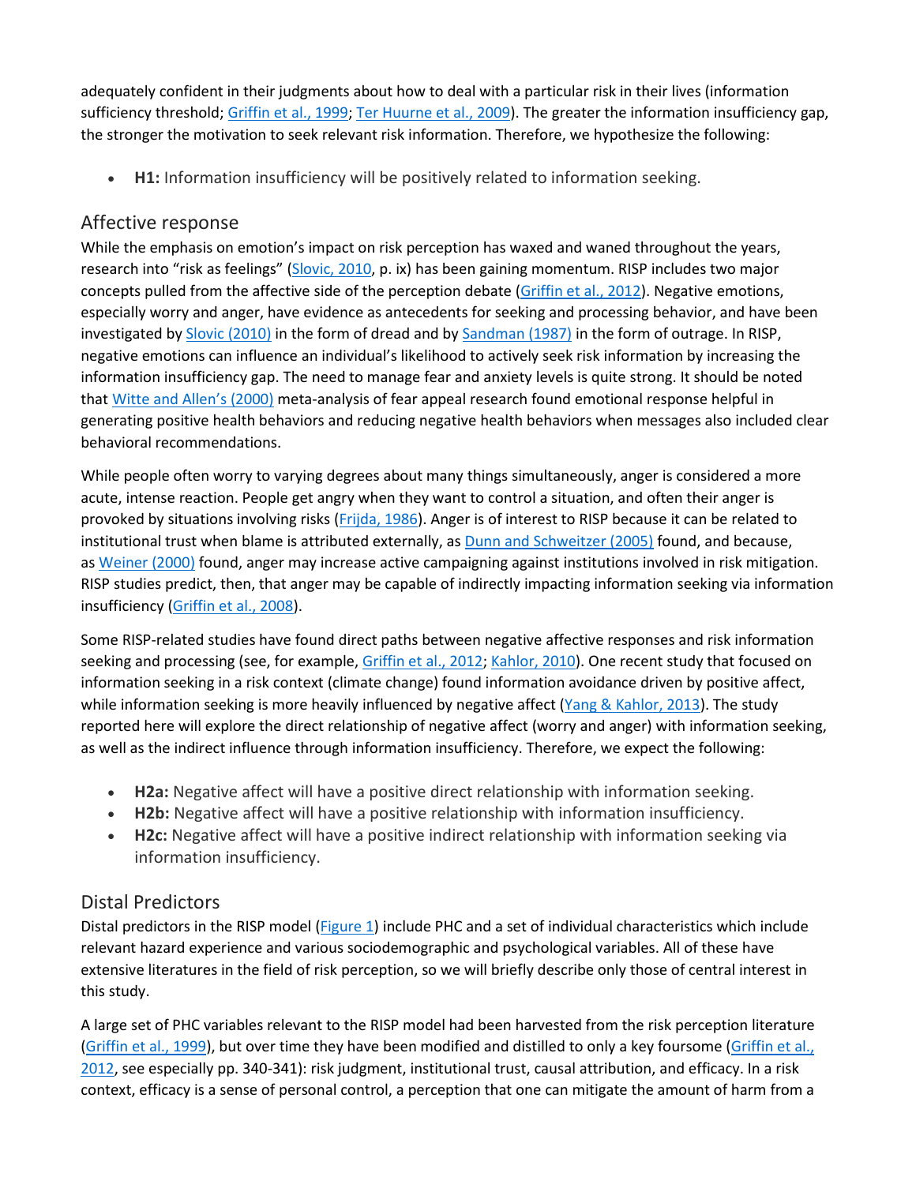adequately confident in their judgments about how to deal with a particular risk in their lives (information sufficiency threshold; Griffin et al., 1999; Ter Huurne et al., 2009). The greater the information insufficiency gap, the stronger the motivation to seek relevant risk information. Therefore, we hypothesize the following:

- **H1:** Information insufficiency will be positively related to information seeking.

## Affective response

While the emphasis on emotion's impact on risk perception has waxed and waned throughout the years, research into "risk as feelings" (Slovic, 2010, p. ix) has been gaining momentum. RISP includes two major concepts pulled from the affective side of the perception debate (Griffin et al., 2012). Negative emotions, especially worry and anger, have evidence as antecedents for seeking and processing behavior, and have been investigated by Slovic (2010) in the form of dread and by Sandman (1987) in the form of outrage. In RISP, negative emotions can influence an individual's likelihood to actively seek risk information by increasing the information insufficiency gap. The need to manage fear and anxiety levels is quite strong. It should be noted that Witte and Allen's (2000) meta-analysis of fear appeal research found emotional response helpful in generating positive health behaviors and reducing negative health behaviors when messages also included clear behavioral recommendations.

While people often worry to varying degrees about many things simultaneously, anger is considered a more acute, intense reaction. People get angry when they want to control a situation, and often their anger is provoked by situations involving risks (Frijda, 1986). Anger is of interest to RISP because it can be related to institutional trust when blame is attributed externally, as Dunn and Schweitzer (2005) found, and because, as Weiner (2000) found, anger may increase active campaigning against institutions involved in risk mitigation. RISP studies predict, then, that anger may be capable of indirectly impacting information seeking via information insufficiency (Griffin et al., 2008).

Some RISP-related studies have found direct paths between negative affective responses and risk information seeking and processing (see, for example, Griffin et al., 2012; Kahlor, 2010). One recent study that focused on information seeking in a risk context (climate change) found information avoidance driven by positive affect, while information seeking is more heavily influenced by negative affect (Yang & Kahlor, 2013). The study reported here will explore the direct relationship of negative affect (worry and anger) with information seeking, as well as the indirect influence through information insufficiency. Therefore, we expect the following:

- **H2a:** Negative affect will have a positive direct relationship with information seeking.
- **H2b:** Negative affect will have a positive relationship with information insufficiency.
- **H2c:** Negative affect will have a positive indirect relationship with information seeking via information insufficiency.

## Distal Predictors

Distal predictors in the RISP model (Figure 1) include PHC and a set of individual characteristics which include relevant hazard experience and various sociodemographic and psychological variables. All of these have extensive literatures in the field of risk perception, so we will briefly describe only those of central interest in this study.

A large set of PHC variables relevant to the RISP model had been harvested from the risk perception literature (Griffin et al., 1999), but over time they have been modified and distilled to only a key foursome (Griffin et al., 2012, see especially pp. 340-341): risk judgment, institutional trust, causal attribution, and efficacy. In a risk context, efficacy is a sense of personal control, a perception that one can mitigate the amount of harm from a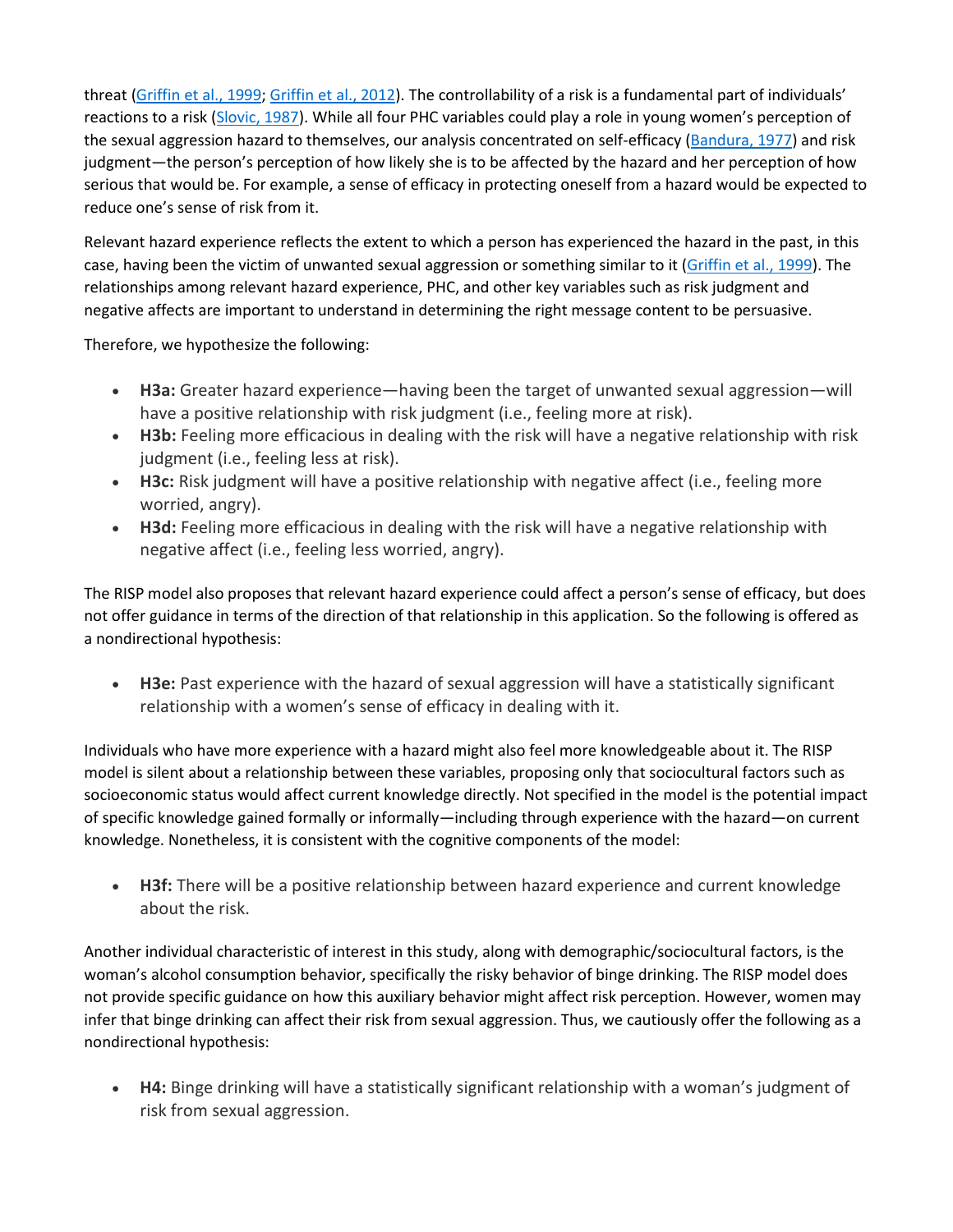threat (Griffin et al., 1999; Griffin et al., 2012). The controllability of a risk is a fundamental part of individuals' reactions to a risk (Slovic, 1987). While all four PHC variables could play a role in young women's perception of the sexual aggression hazard to themselves, our analysis concentrated on self-efficacy (Bandura, 1977) and risk judgment—the person's perception of how likely she is to be affected by the hazard and her perception of how serious that would be. For example, a sense of efficacy in protecting oneself from a hazard would be expected to reduce one's sense of risk from it.

Relevant hazard experience reflects the extent to which a person has experienced the hazard in the past, in this case, having been the victim of unwanted sexual aggression or something similar to it (Griffin et al., 1999). The relationships among relevant hazard experience, PHC, and other key variables such as risk judgment and negative affects are important to understand in determining the right message content to be persuasive.

Therefore, we hypothesize the following:

- **H3a:** Greater hazard experience—having been the target of unwanted sexual aggression—will have a positive relationship with risk judgment (i.e., feeling more at risk).
- **H3b:** Feeling more efficacious in dealing with the risk will have a negative relationship with risk judgment (i.e., feeling less at risk).
- **H3c:** Risk judgment will have a positive relationship with negative affect (i.e., feeling more worried, angry).
- **H3d:** Feeling more efficacious in dealing with the risk will have a negative relationship with negative affect (i.e., feeling less worried, angry).

The RISP model also proposes that relevant hazard experience could affect a person's sense of efficacy, but does not offer guidance in terms of the direction of that relationship in this application. So the following is offered as a nondirectional hypothesis:

- **H3e:** Past experience with the hazard of sexual aggression will have a statistically significant relationship with a women's sense of efficacy in dealing with it.

Individuals who have more experience with a hazard might also feel more knowledgeable about it. The RISP model is silent about a relationship between these variables, proposing only that sociocultural factors such as socioeconomic status would affect current knowledge directly. Not specified in the model is the potential impact of specific knowledge gained formally or informally—including through experience with the hazard—on current knowledge. Nonetheless, it is consistent with the cognitive components of the model:

- **H3f:** There will be a positive relationship between hazard experience and current knowledge about the risk.

Another individual characteristic of interest in this study, along with demographic/sociocultural factors, is the woman's alcohol consumption behavior, specifically the risky behavior of binge drinking. The RISP model does not provide specific guidance on how this auxiliary behavior might affect risk perception. However, women may infer that binge drinking can affect their risk from sexual aggression. Thus, we cautiously offer the following as a nondirectional hypothesis:

- **H4:** Binge drinking will have a statistically significant relationship with a woman's judgment of risk from sexual aggression.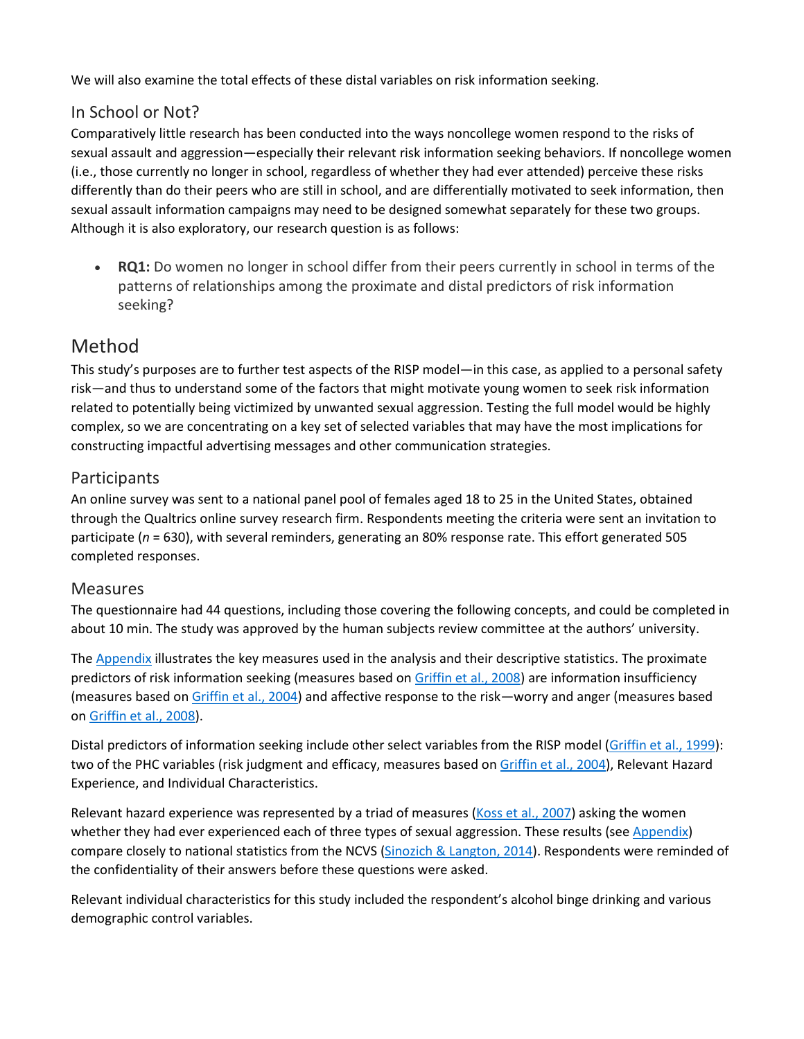We will also examine the total effects of these distal variables on risk information seeking.

## In School or Not?

Comparatively little research has been conducted into the ways noncollege women respond to the risks of sexual assault and aggression—especially their relevant risk information seeking behaviors. If noncollege women (i.e., those currently no longer in school, regardless of whether they had ever attended) perceive these risks differently than do their peers who are still in school, and are differentially motivated to seek information, then sexual assault information campaigns may need to be designed somewhat separately for these two groups. Although it is also exploratory, our research question is as follows:

- **RQ1:** Do women no longer in school differ from their peers currently in school in terms of the patterns of relationships among the proximate and distal predictors of risk information seeking?

# Method

This study's purposes are to further test aspects of the RISP model—in this case, as applied to a personal safety risk—and thus to understand some of the factors that might motivate young women to seek risk information related to potentially being victimized by unwanted sexual aggression. Testing the full model would be highly complex, so we are concentrating on a key set of selected variables that may have the most implications for constructing impactful advertising messages and other communication strategies.

## Participants

An online survey was sent to a national panel pool of females aged 18 to 25 in the United States, obtained through the Qualtrics online survey research firm. Respondents meeting the criteria were sent an invitation to participate (*n* = 630), with several reminders, generating an 80% response rate. This effort generated 505 completed responses.

## Measures

The questionnaire had 44 questions, including those covering the following concepts, and could be completed in about 10 min. The study was approved by the human subjects review committee at the authors' university.

The Appendix illustrates the key measures used in the analysis and their descriptive statistics. The proximate predictors of risk information seeking (measures based on Griffin et al., 2008) are information insufficiency (measures based on Griffin et al., 2004) and affective response to the risk—worry and anger (measures based on Griffin et al., 2008).

Distal predictors of information seeking include other select variables from the RISP model (Griffin et al., 1999): two of the PHC variables (risk judgment and efficacy, measures based on Griffin et al., 2004), Relevant Hazard Experience, and Individual Characteristics.

Relevant hazard experience was represented by a triad of measures (Koss et al., 2007) asking the women whether they had ever experienced each of three types of sexual aggression. These results (see Appendix) compare closely to national statistics from the NCVS (Sinozich & Langton, 2014). Respondents were reminded of the confidentiality of their answers before these questions were asked.

Relevant individual characteristics for this study included the respondent's alcohol binge drinking and various demographic control variables.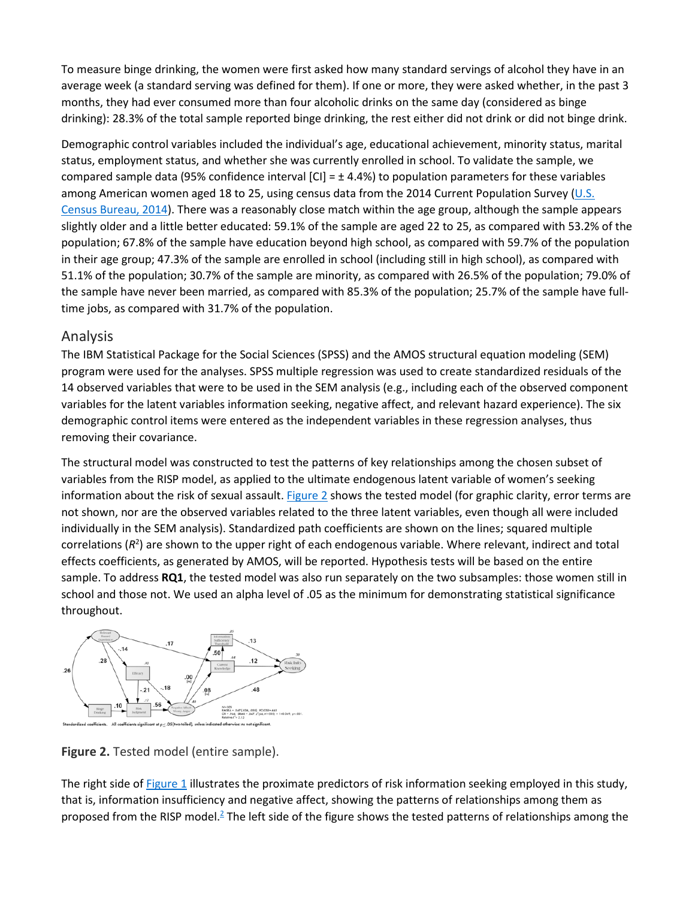To measure binge drinking, the women were first asked how many standard servings of alcohol they have in an average week (a standard serving was defined for them). If one or more, they were asked whether, in the past 3 months, they had ever consumed more than four alcoholic drinks on the same day (considered as binge drinking): 28.3% of the total sample reported binge drinking, the rest either did not drink or did not binge drink.

Demographic control variables included the individual's age, educational achievement, minority status, marital status, employment status, and whether she was currently enrolled in school. To validate the sample, we compared sample data (95% confidence interval [CI] = ± 4.4%) to population parameters for these variables among American women aged 18 to 25, using census data from the 2014 Current Population Survey (U.S. Census Bureau, 2014). There was a reasonably close match within the age group, although the sample appears slightly older and a little better educated: 59.1% of the sample are aged 22 to 25, as compared with 53.2% of the population; 67.8% of the sample have education beyond high school, as compared with 59.7% of the population in their age group; 47.3% of the sample are enrolled in school (including still in high school), as compared with 51.1% of the population; 30.7% of the sample are minority, as compared with 26.5% of the population; 79.0% of the sample have never been married, as compared with 85.3% of the population; 25.7% of the sample have full-time jobs, as compared with 31.7% of the population.

## Analysis

The IBM Statistical Package for the Social Sciences (SPSS) and the AMOS structural equation modeling (SEM) program were used for the analyses. SPSS multiple regression was used to create standardized residuals of the 14 observed variables that were to be used in the SEM analysis (e.g., including each of the observed component variables for the latent variables information seeking, negative affect, and relevant hazard experience). The six demographic control items were entered as the independent variables in these regression analyses, thus removing their covariance.

The structural model was constructed to test the patterns of key relationships among the chosen subset of variables from the RISP model, as applied to the ultimate endogenous latent variable of women's seeking information about the risk of sexual assault. Figure 2 shows the tested model (for graphic clarity, error terms are not shown, nor are the observed variables related to the three latent variables, even though all were included individually in the SEM analysis). Standardized path coefficients are shown on the lines; squared multiple correlations ($R^2$) are shown to the upper right of each endogenous variable. Where relevant, indirect and total effects coefficients, as generated by AMOS, will be reported. Hypothesis tests will be based on the entire sample. To address **RQ1**, the tested model was also run separately on the two subsamples: those women still in school and those not. We used an alpha level of .05 as the minimum for demonstrating statistical significance throughout.

Relevant Hazard Experience
Efficacy
Binge Thinking
Risk Judgment
Information Sufficiency Threshold
Current Knowledge
Negative Affect Worry Anger
Risk Info Seeking
.26
.28
-.14
.17
.02
-.21
-.18
.10
.17
.56
.25
.50
.64
.00 [ns]
.08 [ns]
.83
.13
.12
.48
.30
N=505
RMSEA = .047 (.036, .058); PCLOSE=.641
CFI = .966; SRMR = .047; $\chi^2$(df, N=505) = 140.269, p<.001;
Relative $\chi^2$ = 2.12

Standardized coefficients. All coefficients significant at p ≤ .05 (two-tailed), unless indicated otherwise: ns not significant.

**Figure 2.** Tested model (entire sample).

The right side of Figure 1 illustrates the proximate predictors of risk information seeking employed in this study, that is, information insufficiency and negative affect, showing the patterns of relationships among them as proposed from the RISP model.[2] The left side of the figure shows the tested patterns of relationships among the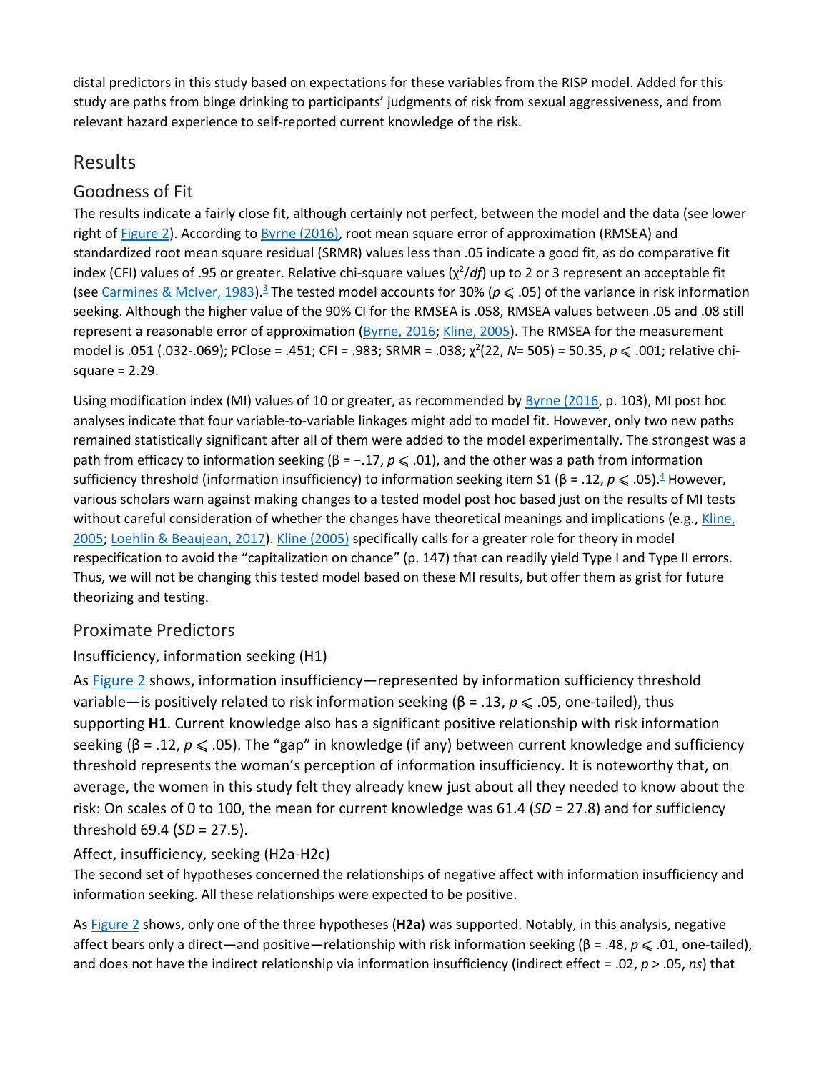distal predictors in this study based on expectations for these variables from the RISP model. Added for this study are paths from binge drinking to participants' judgments of risk from sexual aggressiveness, and from relevant hazard experience to self-reported current knowledge of the risk.

# Results

## Goodness of Fit

The results indicate a fairly close fit, although certainly not perfect, between the model and the data (see lower right of Figure 2). According to Byrne (2016), root mean square error of approximation (RMSEA) and standardized root mean square residual (SRMR) values less than .05 indicate a good fit, as do comparative fit index (CFI) values of .95 or greater. Relative chi-square values ($\chi^2/df$) up to 2 or 3 represent an acceptable fit (see Carmines & McIver, 1983).[3] The tested model accounts for 30% ($p \leqslant .05$) of the variance in risk information seeking. Although the higher value of the 90% CI for the RMSEA is .058, RMSEA values between .05 and .08 still represent a reasonable error of approximation (Byrne, 2016; Kline, 2005). The RMSEA for the measurement model is .051 (.032-.069); PClose = .451; CFI = .983; SRMR = .038; $\chi^2(22, N= 505) = 50.35$, $p \leqslant .001$; relative chi-square = 2.29.

Using modification index (MI) values of 10 or greater, as recommended by Byrne (2016, p. 103), MI post hoc analyses indicate that four variable-to-variable linkages might add to model fit. However, only two new paths remained statistically significant after all of them were added to the model experimentally. The strongest was a path from efficacy to information seeking (β = −.17, $p \leqslant .01$), and the other was a path from information sufficiency threshold (information insufficiency) to information seeking item S1 (β = .12, $p \leqslant .05$).[4] However, various scholars warn against making changes to a tested model post hoc based just on the results of MI tests without careful consideration of whether the changes have theoretical meanings and implications (e.g., Kline, 2005; Loehlin & Beaujean, 2017). Kline (2005) specifically calls for a greater role for theory in model respecification to avoid the "capitalization on chance" (p. 147) that can readily yield Type I and Type II errors. Thus, we will not be changing this tested model based on these MI results, but offer them as grist for future theorizing and testing.

## Proximate Predictors

### Insufficiency, information seeking (H1)

As Figure 2 shows, information insufficiency—represented by information sufficiency threshold variable—is positively related to risk information seeking (β = .13, $p \leqslant .05$, one-tailed), thus supporting **H1**. Current knowledge also has a significant positive relationship with risk information seeking (β = .12, $p \leqslant .05$). The "gap" in knowledge (if any) between current knowledge and sufficiency threshold represents the woman's perception of information insufficiency. It is noteworthy that, on average, the women in this study felt they already knew just about all they needed to know about the risk: On scales of 0 to 100, the mean for current knowledge was 61.4 (*SD* = 27.8) and for sufficiency threshold 69.4 (*SD* = 27.5).

### Affect, insufficiency, seeking (H2a-H2c)

The second set of hypotheses concerned the relationships of negative affect with information insufficiency and information seeking. All these relationships were expected to be positive.

As Figure 2 shows, only one of the three hypotheses (**H2a**) was supported. Notably, in this analysis, negative affect bears only a direct—and positive—relationship with risk information seeking (β = .48, $p \leqslant .01$, one-tailed), and does not have the indirect relationship via information insufficiency (indirect effect = .02, $p > .05$, *ns*) that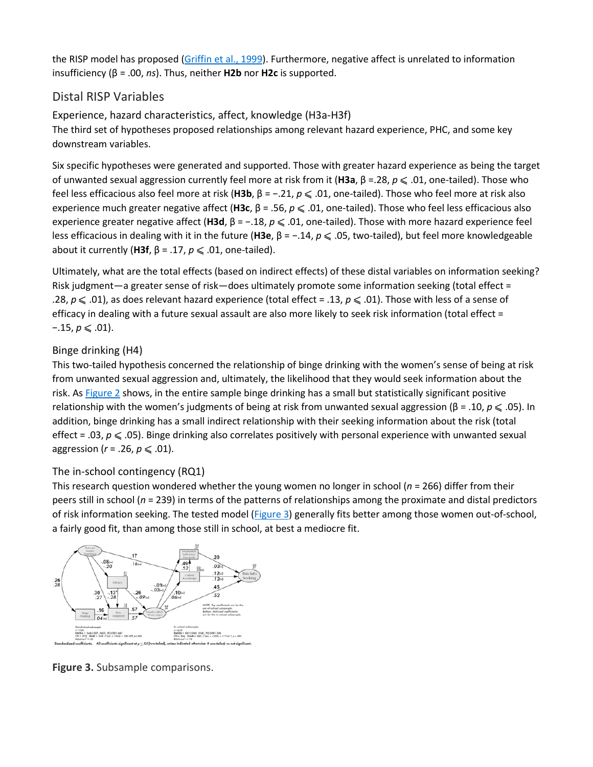the RISP model has proposed (Griffin et al., 1999). Furthermore, negative affect is unrelated to information insufficiency (β = .00, *ns*). Thus, neither **H2b** nor **H2c** is supported.

## Distal RISP Variables

### Experience, hazard characteristics, affect, knowledge (H3a-H3f)

The third set of hypotheses proposed relationships among relevant hazard experience, PHC, and some key downstream variables.

Six specific hypotheses were generated and supported. Those with greater hazard experience as being the target of unwanted sexual aggression currently feel more at risk from it (**H3a**, β =.28, $p \leqslant .01$, one-tailed). Those who feel less efficacious also feel more at risk (**H3b**, β = −.21, $p \leqslant .01$, one-tailed). Those who feel more at risk also experience much greater negative affect (**H3c**, β = .56, $p \leqslant .01$, one-tailed). Those who feel less efficacious also experience greater negative affect (**H3d**, β = −.18, $p \leqslant .01$, one-tailed). Those with more hazard experience feel less efficacious in dealing with it in the future (**H3e**, β = −.14, $p \leqslant .05$, two-tailed), but feel more knowledgeable about it currently (**H3f**, β = .17, $p \leqslant .01$, one-tailed).

Ultimately, what are the total effects (based on indirect effects) of these distal variables on information seeking? Risk judgment—a greater sense of risk—does ultimately promote some information seeking (total effect = .28, $p \leqslant .01$), as does relevant hazard experience (total effect = .13, $p \leqslant .01$). Those with less of a sense of efficacy in dealing with a future sexual assault are also more likely to seek risk information (total effect = −.15, $p \leqslant .01$).

### Binge drinking (H4)

This two-tailed hypothesis concerned the relationship of binge drinking with the women's sense of being at risk from unwanted sexual aggression and, ultimately, the likelihood that they would seek information about the risk. As Figure 2 shows, in the entire sample binge drinking has a small but statistically significant positive relationship with the women's judgments of being at risk from unwanted sexual aggression (β = .10, $p \leqslant .05$). In addition, binge drinking has a small indirect relationship with their seeking information about the risk (total effect = .03, $p \leqslant .05$). Binge drinking also correlates positively with personal experience with unwanted sexual aggression ($r$ = .26, $p \leqslant .01$).

### The in-school contingency (RQ1)

This research question wondered whether the young women no longer in school ($n$ = 266) differ from their peers still in school ($n$ = 239) in terms of the patterns of relationships among the proximate and distal predictors of risk information seeking. The tested model (Figure 3) generally fits better among those women out-of-school, a fairly good fit, than among those still in school, at best a mediocre fit.

Relevant Hazard Experience
Efficacy
Binge Drinking
Risk Judgment
Negative Affect: Worry Anger
Information Insufficiency Threshold
Current Knowledge
Risk Info Seeking

.26
.28
-.08(ns)
-.20
.17
.16(ns)
.91
.04
.30
.27
.13*
-.28
.26
-.09(ns)
-.01(ns)
-.03(ns)
.10(ns)
.06(ns)
.49
.52
.20
.03(ns)
.12(ns)
.13(ns)
.45
.52
.16
.04(ns)
.57
.57

NOTE: Top coefficients are for the out-of-school subsample. Bottom, italicized coefficients are for the in-school subsample.

Out-of-school subsample
n = 266
RMSEA = .046 (.027, .065), PCLOSE = .642
CFI = .972, SRMR = .049, $\chi^2$(66, n = 266) = 102.397, p < .001
Relative $\chi^2$ = 1.55

In-school subsample
n = 239
RMSEA = .057 (.040, .074), PCLOSE = .236
CFI = .946, SRMR = .065, $\chi^2$(66, n = 239) = 117.6(?), p < .001
Relative $\chi^2$ = 1.78

Standardized coefficients. All coefficients significant at p ≤ .05 (two-tailed), unless indicated otherwise: # one-tailed; ns not significant.

**Figure 3.** Subsample comparisons.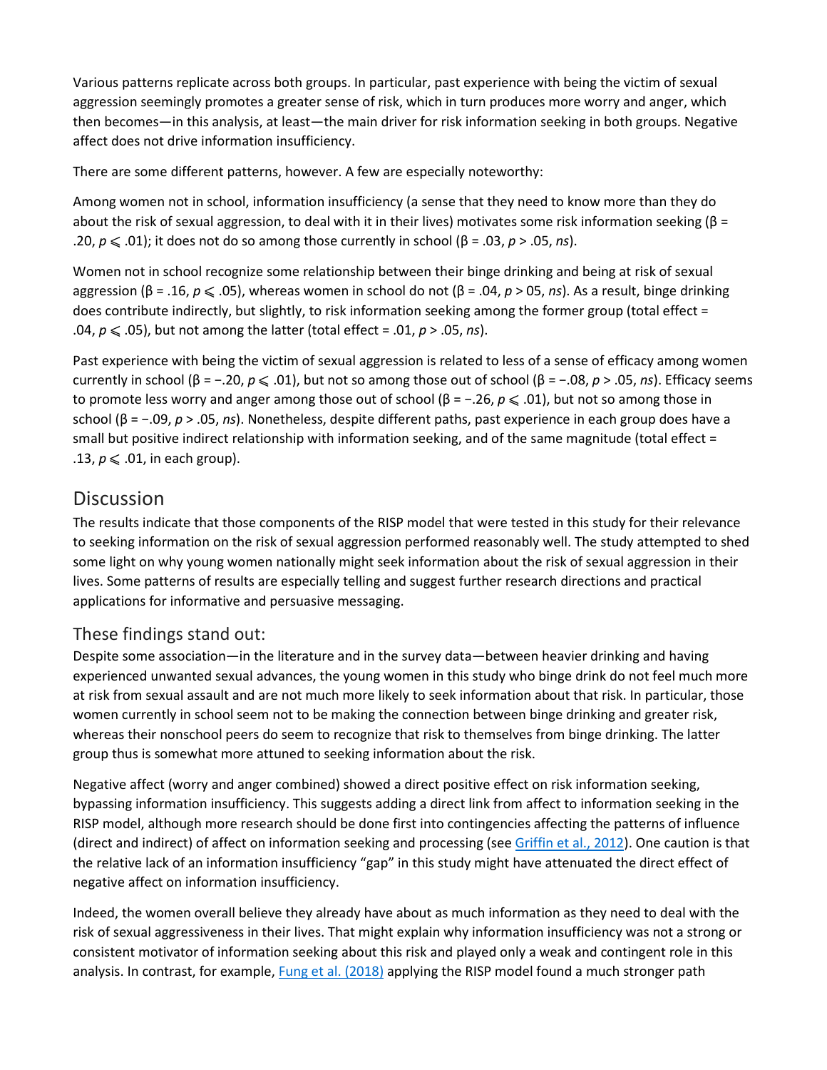Various patterns replicate across both groups. In particular, past experience with being the victim of sexual aggression seemingly promotes a greater sense of risk, which in turn produces more worry and anger, which then becomes—in this analysis, at least—the main driver for risk information seeking in both groups. Negative affect does not drive information insufficiency.

There are some different patterns, however. A few are especially noteworthy:

Among women not in school, information insufficiency (a sense that they need to know more than they do about the risk of sexual aggression, to deal with it in their lives) motivates some risk information seeking ($\beta$ = .20, $p \leqslant .01$); it does not do so among those currently in school ($\beta$ = .03, $p > .05$, *ns*).

Women not in school recognize some relationship between their binge drinking and being at risk of sexual aggression ($\beta$ = .16, $p \leqslant .05$), whereas women in school do not ($\beta$ = .04, $p$ > 05, *ns*). As a result, binge drinking does contribute indirectly, but slightly, to risk information seeking among the former group (total effect = .04, $p \leqslant .05$), but not among the latter (total effect = .01, $p > .05$, *ns*).

Past experience with being the victim of sexual aggression is related to less of a sense of efficacy among women currently in school ($\beta$ = −.20, $p \leqslant .01$), but not so among those out of school ($\beta$ = −.08, $p > .05$, *ns*). Efficacy seems to promote less worry and anger among those out of school ($\beta$ = −.26, $p \leqslant .01$), but not so among those in school ($\beta$ = −.09, $p > .05$, *ns*). Nonetheless, despite different paths, past experience in each group does have a small but positive indirect relationship with information seeking, and of the same magnitude (total effect = .13, $p \leqslant .01$, in each group).

## Discussion

The results indicate that those components of the RISP model that were tested in this study for their relevance to seeking information on the risk of sexual aggression performed reasonably well. The study attempted to shed some light on why young women nationally might seek information about the risk of sexual aggression in their lives. Some patterns of results are especially telling and suggest further research directions and practical applications for informative and persuasive messaging.

### These findings stand out:

Despite some association—in the literature and in the survey data—between heavier drinking and having experienced unwanted sexual advances, the young women in this study who binge drink do not feel much more at risk from sexual assault and are not much more likely to seek information about that risk. In particular, those women currently in school seem not to be making the connection between binge drinking and greater risk, whereas their nonschool peers do seem to recognize that risk to themselves from binge drinking. The latter group thus is somewhat more attuned to seeking information about the risk.

Negative affect (worry and anger combined) showed a direct positive effect on risk information seeking, bypassing information insufficiency. This suggests adding a direct link from affect to information seeking in the RISP model, although more research should be done first into contingencies affecting the patterns of influence (direct and indirect) of affect on information seeking and processing (see Griffin et al., 2012). One caution is that the relative lack of an information insufficiency "gap" in this study might have attenuated the direct effect of negative affect on information insufficiency.

Indeed, the women overall believe they already have about as much information as they need to deal with the risk of sexual aggressiveness in their lives. That might explain why information insufficiency was not a strong or consistent motivator of information seeking about this risk and played only a weak and contingent role in this analysis. In contrast, for example, Fung et al. (2018) applying the RISP model found a much stronger path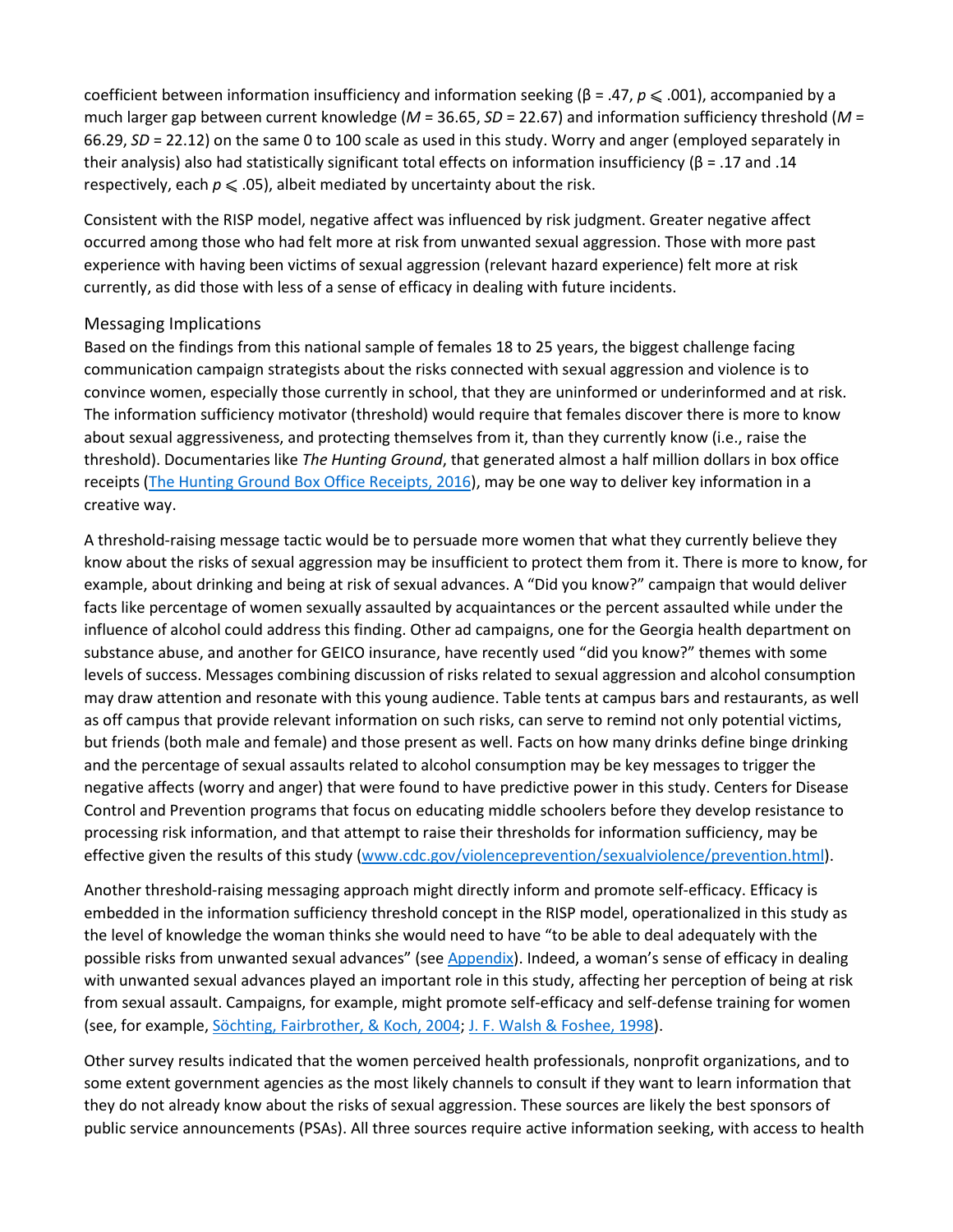coefficient between information insufficiency and information seeking ($\beta = .47$, $p \leqslant .001$), accompanied by a much larger gap between current knowledge ($M = 36.65$, $SD = 22.67$) and information sufficiency threshold ($M = 66.29$, $SD = 22.12$) on the same 0 to 100 scale as used in this study. Worry and anger (employed separately in their analysis) also had statistically significant total effects on information insufficiency ($\beta = .17$ and $.14$ respectively, each $p \leqslant .05$), albeit mediated by uncertainty about the risk.

Consistent with the RISP model, negative affect was influenced by risk judgment. Greater negative affect occurred among those who had felt more at risk from unwanted sexual aggression. Those with more past experience with having been victims of sexual aggression (relevant hazard experience) felt more at risk currently, as did those with less of a sense of efficacy in dealing with future incidents.

### Messaging Implications

Based on the findings from this national sample of females 18 to 25 years, the biggest challenge facing communication campaign strategists about the risks connected with sexual aggression and violence is to convince women, especially those currently in school, that they are uninformed or underinformed and at risk. The information sufficiency motivator (threshold) would require that females discover there is more to know about sexual aggressiveness, and protecting themselves from it, than they currently know (i.e., raise the threshold). Documentaries like *The Hunting Ground*, that generated almost a half million dollars in box office receipts (The Hunting Ground Box Office Receipts, 2016), may be one way to deliver key information in a creative way.

A threshold-raising message tactic would be to persuade more women that what they currently believe they know about the risks of sexual aggression may be insufficient to protect them from it. There is more to know, for example, about drinking and being at risk of sexual advances. A "Did you know?" campaign that would deliver facts like percentage of women sexually assaulted by acquaintances or the percent assaulted while under the influence of alcohol could address this finding. Other ad campaigns, one for the Georgia health department on substance abuse, and another for GEICO insurance, have recently used "did you know?" themes with some levels of success. Messages combining discussion of risks related to sexual aggression and alcohol consumption may draw attention and resonate with this young audience. Table tents at campus bars and restaurants, as well as off campus that provide relevant information on such risks, can serve to remind not only potential victims, but friends (both male and female) and those present as well. Facts on how many drinks define binge drinking and the percentage of sexual assaults related to alcohol consumption may be key messages to trigger the negative affects (worry and anger) that were found to have predictive power in this study. Centers for Disease Control and Prevention programs that focus on educating middle schoolers before they develop resistance to processing risk information, and that attempt to raise their thresholds for information sufficiency, may be effective given the results of this study (www.cdc.gov/violenceprevention/sexualviolence/prevention.html).

Another threshold-raising messaging approach might directly inform and promote self-efficacy. Efficacy is embedded in the information sufficiency threshold concept in the RISP model, operationalized in this study as the level of knowledge the woman thinks she would need to have "to be able to deal adequately with the possible risks from unwanted sexual advances" (see Appendix). Indeed, a woman's sense of efficacy in dealing with unwanted sexual advances played an important role in this study, affecting her perception of being at risk from sexual assault. Campaigns, for example, might promote self-efficacy and self-defense training for women (see, for example, Söchting, Fairbrother, & Koch, 2004; J. F. Walsh & Foshee, 1998).

Other survey results indicated that the women perceived health professionals, nonprofit organizations, and to some extent government agencies as the most likely channels to consult if they want to learn information that they do not already know about the risks of sexual aggression. These sources are likely the best sponsors of public service announcements (PSAs). All three sources require active information seeking, with access to health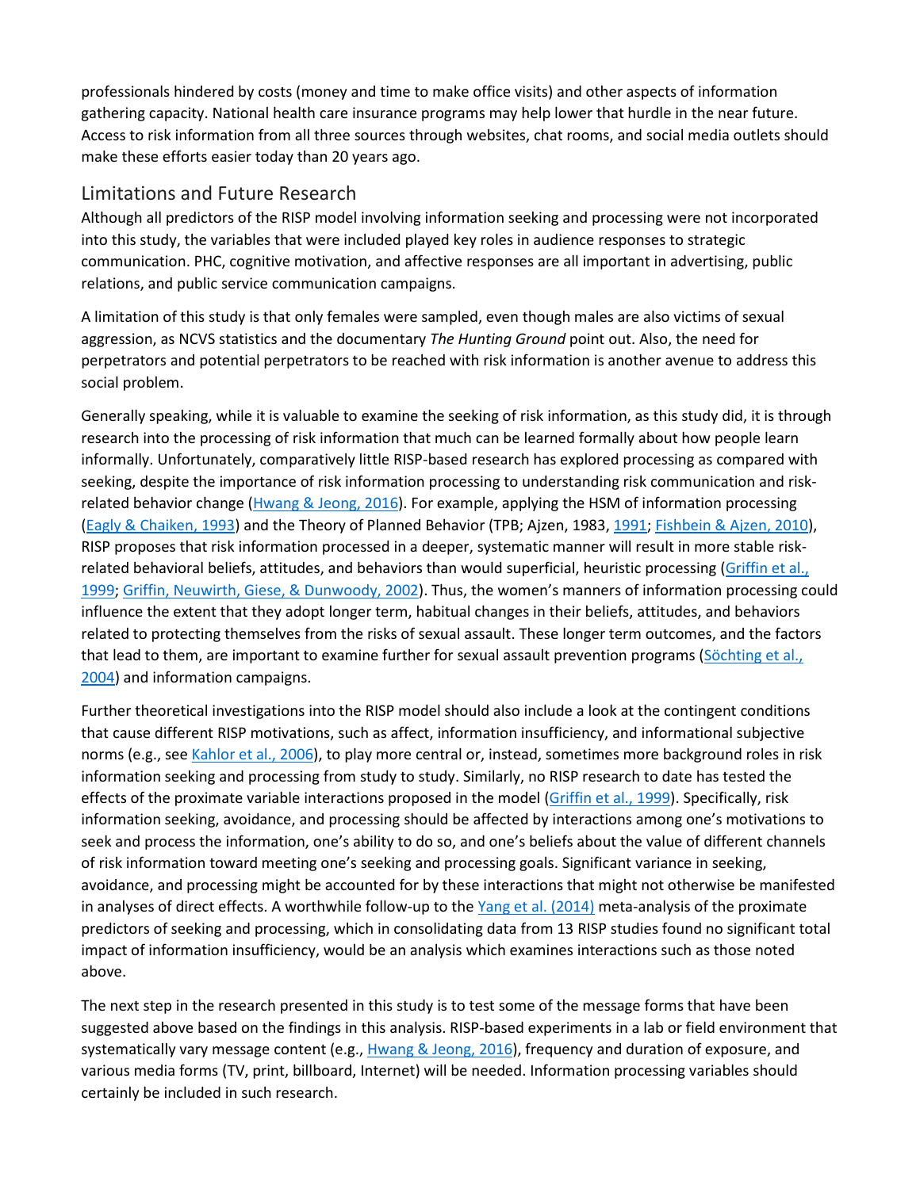professionals hindered by costs (money and time to make office visits) and other aspects of information gathering capacity. National health care insurance programs may help lower that hurdle in the near future. Access to risk information from all three sources through websites, chat rooms, and social media outlets should make these efforts easier today than 20 years ago.

## Limitations and Future Research

Although all predictors of the RISP model involving information seeking and processing were not incorporated into this study, the variables that were included played key roles in audience responses to strategic communication. PHC, cognitive motivation, and affective responses are all important in advertising, public relations, and public service communication campaigns.

A limitation of this study is that only females were sampled, even though males are also victims of sexual aggression, as NCVS statistics and the documentary *The Hunting Ground* point out. Also, the need for perpetrators and potential perpetrators to be reached with risk information is another avenue to address this social problem.

Generally speaking, while it is valuable to examine the seeking of risk information, as this study did, it is through research into the processing of risk information that much can be learned formally about how people learn informally. Unfortunately, comparatively little RISP-based research has explored processing as compared with seeking, despite the importance of risk information processing to understanding risk communication and risk-related behavior change (Hwang & Jeong, 2016). For example, applying the HSM of information processing (Eagly & Chaiken, 1993) and the Theory of Planned Behavior (TPB; Ajzen, 1983, 1991; Fishbein & Ajzen, 2010), RISP proposes that risk information processed in a deeper, systematic manner will result in more stable risk-related behavioral beliefs, attitudes, and behaviors than would superficial, heuristic processing (Griffin et al., 1999; Griffin, Neuwirth, Giese, & Dunwoody, 2002). Thus, the women's manners of information processing could influence the extent that they adopt longer term, habitual changes in their beliefs, attitudes, and behaviors related to protecting themselves from the risks of sexual assault. These longer term outcomes, and the factors that lead to them, are important to examine further for sexual assault prevention programs (Söchting et al., 2004) and information campaigns.

Further theoretical investigations into the RISP model should also include a look at the contingent conditions that cause different RISP motivations, such as affect, information insufficiency, and informational subjective norms (e.g., see Kahlor et al., 2006), to play more central or, instead, sometimes more background roles in risk information seeking and processing from study to study. Similarly, no RISP research to date has tested the effects of the proximate variable interactions proposed in the model (Griffin et al., 1999). Specifically, risk information seeking, avoidance, and processing should be affected by interactions among one's motivations to seek and process the information, one's ability to do so, and one's beliefs about the value of different channels of risk information toward meeting one's seeking and processing goals. Significant variance in seeking, avoidance, and processing might be accounted for by these interactions that might not otherwise be manifested in analyses of direct effects. A worthwhile follow-up to the Yang et al. (2014) meta-analysis of the proximate predictors of seeking and processing, which in consolidating data from 13 RISP studies found no significant total impact of information insufficiency, would be an analysis which examines interactions such as those noted above.

The next step in the research presented in this study is to test some of the message forms that have been suggested above based on the findings in this analysis. RISP-based experiments in a lab or field environment that systematically vary message content (e.g., Hwang & Jeong, 2016), frequency and duration of exposure, and various media forms (TV, print, billboard, Internet) will be needed. Information processing variables should certainly be included in such research.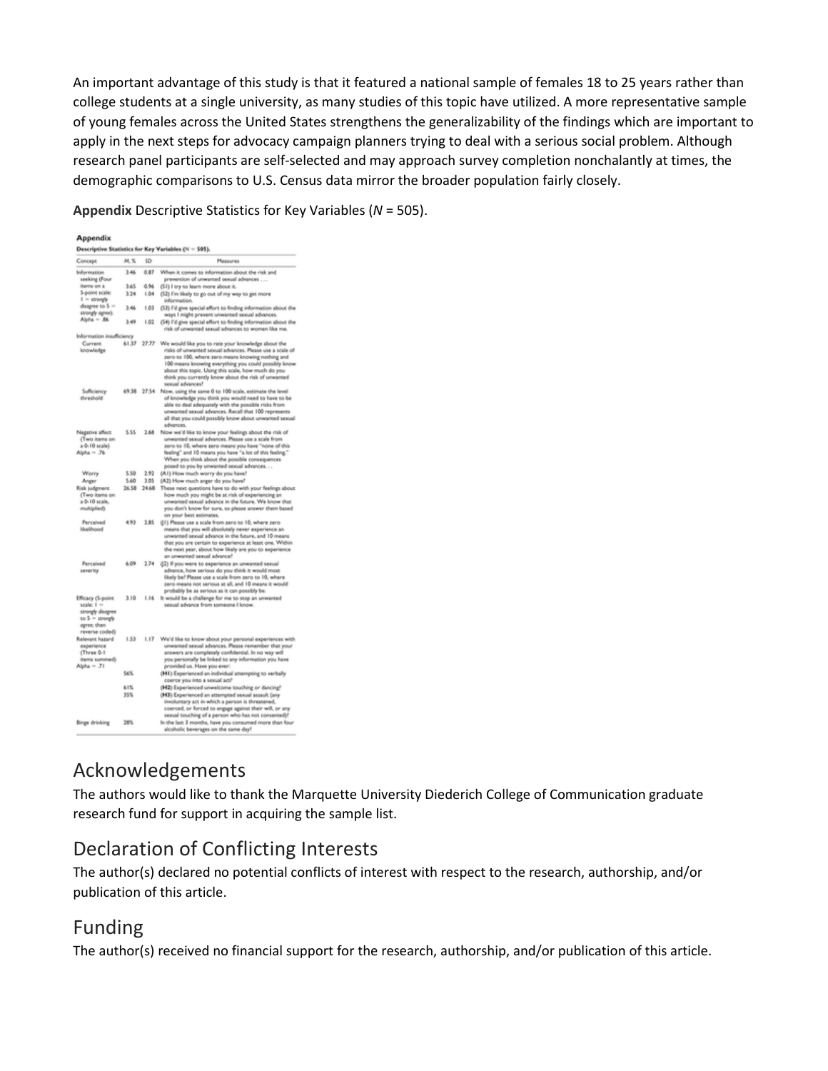An important advantage of this study is that it featured a national sample of females 18 to 25 years rather than college students at a single university, as many studies of this topic have utilized. A more representative sample of young females across the United States strengthens the generalizability of the findings which are important to apply in the next steps for advocacy campaign planners trying to deal with a serious social problem. Although research panel participants are self-selected and may approach survey completion nonchalantly at times, the demographic comparisons to U.S. Census data mirror the broader population fairly closely.

**Appendix** Descriptive Statistics for Key Variables (*N* = 505).

| Concept | M, % | SD | Measures |
|---|---|---|---|
| Information seeking (Four items on a 5-point scale: 1 = strongly disagree to 5 = strongly agree). Alpha = .86 | 3.46 | 0.87 | When it comes to information about the risk and prevention of unwanted sexual advances . . . |
| | 3.65 | 0.96 | (S1) I try to learn more about it. |
| | 3.24 | 1.04 | (S2) I'm likely to go out of my way to get more information. |
| | 3.46 | 1.03 | (S3) I'd give special effort to finding information about the ways I might prevent unwanted sexual advances. |
| | 3.49 | 1.02 | (S4) I'd give special effort to finding information about the risk of unwanted sexual advances to women like me. |
| Information insufficiency | | | |
| Current knowledge | 61.37 | 27.77 | We would like you to rate your knowledge about the risks of unwanted sexual advances. Please use a scale of zero to 100, where zero means knowing nothing and 100 means knowing everything you could possibly know about this topic. Using this scale, how much do you think you currently know about the risk of unwanted sexual advances? |
| Sufficiency threshold | 69.38 | 27.54 | Now, using the same 0 to 100 scale, estimate the level of knowledge you think you would need to have to be able to deal adequately with the possible risks from unwanted sexual advances. Recall that 100 represents all that you could possibly know about unwanted sexual advances. |
| Negative affect (Two items on a 0-10 scale) Alpha = .76 | 5.55 | 2.68 | Now we'd like to know your feelings about the risk of unwanted sexual advances. Please use a scale from zero to 10, where zero means you have "none of this feeling" and 10 means you have "a lot of this feeling." When you think about the possible consequences posed to you by unwanted sexual advances. . . |
| Worry | 5.50 | 2.92 | (A1) How much worry do you have? |
| Anger | 5.60 | 3.05 | (A2) How much anger do you have? |
| Risk judgment (Two items on a 0-10 scale, multiplied) | 26.58 | 24.68 | These next questions have to do with your feelings about how much you might be at risk of experiencing an unwanted sexual advance in the future. We know that you don't know for sure, so please answer them based on your best estimates. |
| Perceived likelihood | 4.93 | 2.85 | (J1) Please use a scale from zero to 10, where zero means that you will absolutely never experience an unwanted sexual advance in the future, and 10 means that you are certain to experience at least one. Within the next year, about how likely are you to experience an unwanted sexual advance? |
| Perceived severity | 6.09 | 2.74 | (J2) If you were to experience an unwanted sexual advance, how serious do you think it would most likely be? Please use a scale from zero to 10, where zero means not serious at all, and 10 means it would probably be as serious as it can possibly be. |
| Efficacy (5-point scale: 1 = strongly disagree to 5 = strongly agree; then reverse coded) | 3.10 | 1.16 | It would be a challenge for me to stop an unwanted sexual advance from someone I know. |
| Relevant hazard experience (Three 0-1 items summed) Alpha = .71 | 1.53 | 1.17 | We'd like to know about your personal experiences with unwanted sexual advances. Please remember that your answers are completely confidential. In no way will you personally be linked to any information you have provided us. Have you ever: |
| | 56% | | (H1) Experienced an individual attempting to verbally coerce you into a sexual act? |
| | 61% | | (H2) Experienced unwelcome touching or dancing? |
| | 35% | | (H3) Experienced an attempted sexual assault (any involuntary act in which a person is threatened, coerced, or forced to engage against their will, or any sexual touching of a person who has not consented)? |
| Binge drinking | 28% | | In the last 3 months, have you consumed more than four alcoholic beverages on the same day? |

## Acknowledgements

The authors would like to thank the Marquette University Diederich College of Communication graduate research fund for support in acquiring the sample list.

## Declaration of Conflicting Interests

The author(s) declared no potential conflicts of interest with respect to the research, authorship, and/or publication of this article.

## Funding

The author(s) received no financial support for the research, authorship, and/or publication of this article.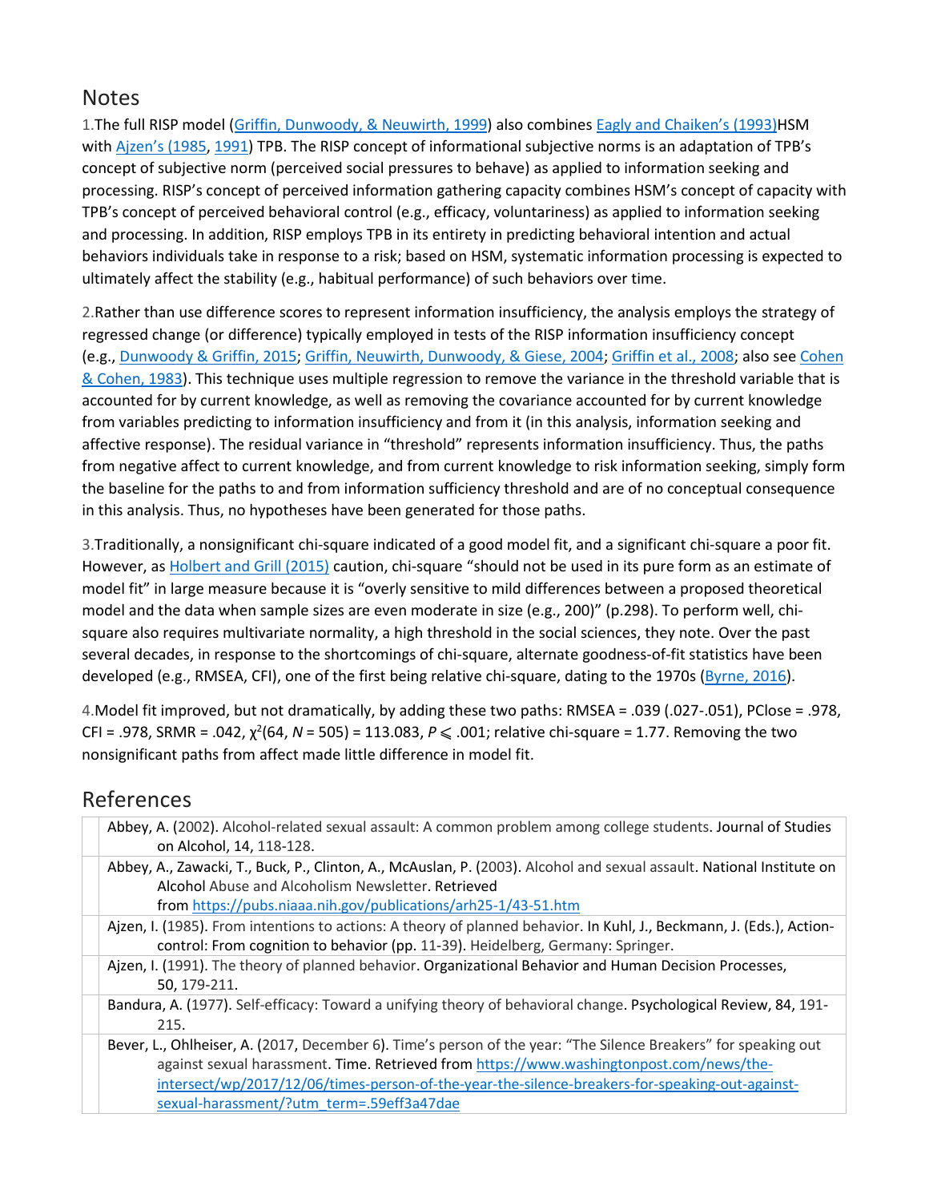## Notes

1.The full RISP model (Griffin, Dunwoody, & Neuwirth, 1999) also combines Eagly and Chaiken's (1993)HSM with Ajzen's (1985, 1991) TPB. The RISP concept of informational subjective norms is an adaptation of TPB's concept of subjective norm (perceived social pressures to behave) as applied to information seeking and processing. RISP's concept of perceived information gathering capacity combines HSM's concept of capacity with TPB's concept of perceived behavioral control (e.g., efficacy, voluntariness) as applied to information seeking and processing. In addition, RISP employs TPB in its entirety in predicting behavioral intention and actual behaviors individuals take in response to a risk; based on HSM, systematic information processing is expected to ultimately affect the stability (e.g., habitual performance) of such behaviors over time.

2.Rather than use difference scores to represent information insufficiency, the analysis employs the strategy of regressed change (or difference) typically employed in tests of the RISP information insufficiency concept (e.g., Dunwoody & Griffin, 2015; Griffin, Neuwirth, Dunwoody, & Giese, 2004; Griffin et al., 2008; also see Cohen & Cohen, 1983). This technique uses multiple regression to remove the variance in the threshold variable that is accounted for by current knowledge, as well as removing the covariance accounted for by current knowledge from variables predicting to information insufficiency and from it (in this analysis, information seeking and affective response). The residual variance in "threshold" represents information insufficiency. Thus, the paths from negative affect to current knowledge, and from current knowledge to risk information seeking, simply form the baseline for the paths to and from information sufficiency threshold and are of no conceptual consequence in this analysis. Thus, no hypotheses have been generated for those paths.

3.Traditionally, a nonsignificant chi-square indicated of a good model fit, and a significant chi-square a poor fit. However, as Holbert and Grill (2015) caution, chi-square "should not be used in its pure form as an estimate of model fit" in large measure because it is "overly sensitive to mild differences between a proposed theoretical model and the data when sample sizes are even moderate in size (e.g., 200)" (p.298). To perform well, chi-square also requires multivariate normality, a high threshold in the social sciences, they note. Over the past several decades, in response to the shortcomings of chi-square, alternate goodness-of-fit statistics have been developed (e.g., RMSEA, CFI), one of the first being relative chi-square, dating to the 1970s (Byrne, 2016).

4.Model fit improved, but not dramatically, by adding these two paths: RMSEA = .039 (.027-.051), PClose = .978, CFI = .978, SRMR = .042, $\chi^2(64, N = 505) = 113.083$, $P \leqslant .001$; relative chi-square = 1.77. Removing the two nonsignificant paths from affect made little difference in model fit.

## References

Abbey, A. (2002). Alcohol-related sexual assault: A common problem among college students. Journal of Studies on Alcohol, 14, 118-128.

Abbey, A., Zawacki, T., Buck, P., Clinton, A., McAuslan, P. (2003). Alcohol and sexual assault. National Institute on Alcohol Abuse and Alcoholism Newsletter. Retrieved from https://pubs.niaaa.nih.gov/publications/arh25-1/43-51.htm

Ajzen, I. (1985). From intentions to actions: A theory of planned behavior. In Kuhl, J., Beckmann, J. (Eds.), Action-control: From cognition to behavior (pp. 11-39). Heidelberg, Germany: Springer.

Ajzen, I. (1991). The theory of planned behavior. Organizational Behavior and Human Decision Processes, 50, 179-211.

Bandura, A. (1977). Self-efficacy: Toward a unifying theory of behavioral change. Psychological Review, 84, 191-215.

Bever, L., Ohlheiser, A. (2017, December 6). Time's person of the year: "The Silence Breakers" for speaking out against sexual harassment. Time. Retrieved from https://www.washingtonpost.com/news/the-intersect/wp/2017/12/06/times-person-of-the-year-the-silence-breakers-for-speaking-out-against-sexual-harassment/?utm_term=.59eff3a47dae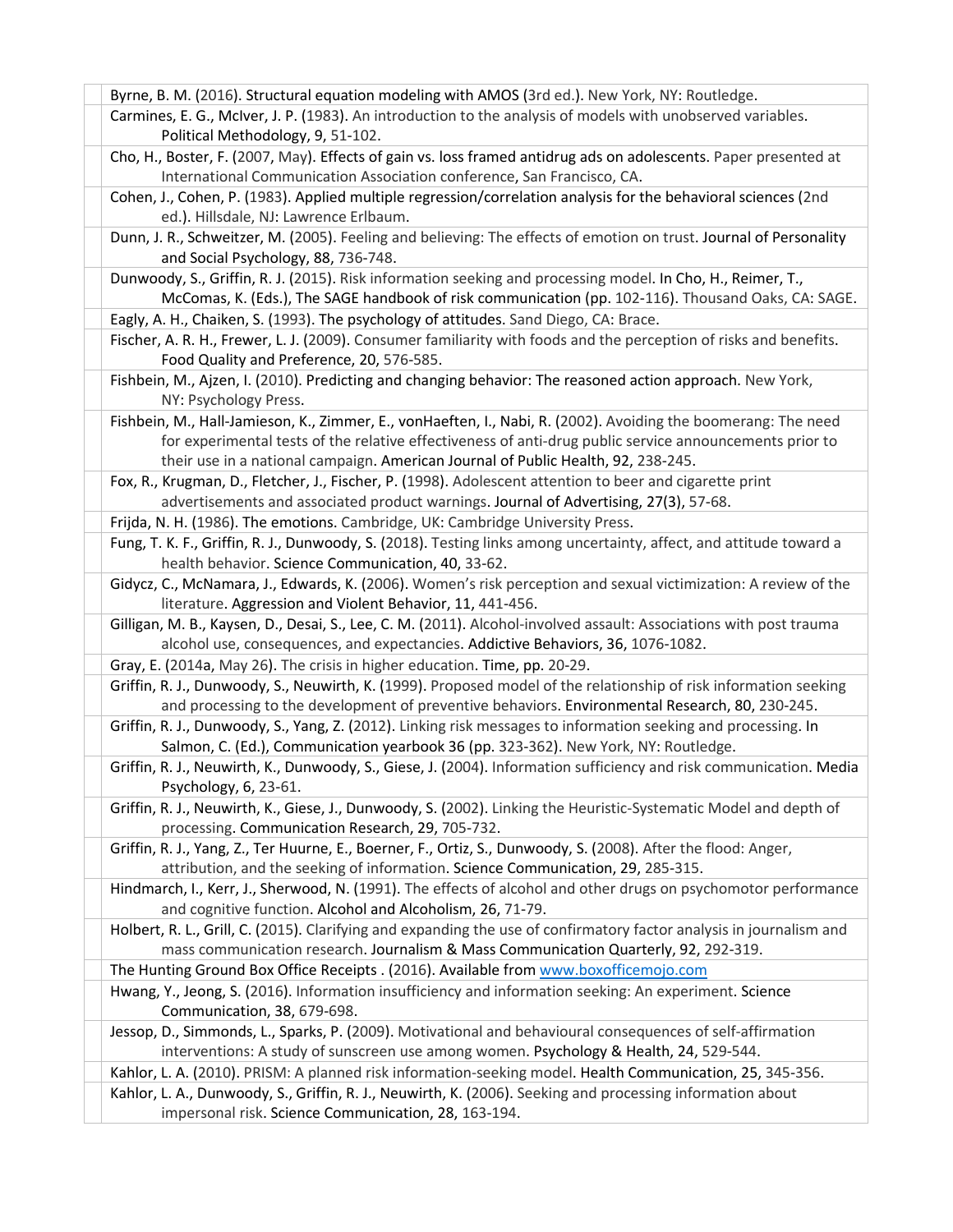Byrne, B. M. (2016). Structural equation modeling with AMOS (3rd ed.). New York, NY: Routledge.

Carmines, E. G., McIver, J. P. (1983). An introduction to the analysis of models with unobserved variables. Political Methodology, 9, 51-102.

Cho, H., Boster, F. (2007, May). Effects of gain vs. loss framed antidrug ads on adolescents. Paper presented at International Communication Association conference, San Francisco, CA.

Cohen, J., Cohen, P. (1983). Applied multiple regression/correlation analysis for the behavioral sciences (2nd ed.). Hillsdale, NJ: Lawrence Erlbaum.

Dunn, J. R., Schweitzer, M. (2005). Feeling and believing: The effects of emotion on trust. Journal of Personality and Social Psychology, 88, 736-748.

Dunwoody, S., Griffin, R. J. (2015). Risk information seeking and processing model. In Cho, H., Reimer, T., McComas, K. (Eds.), The SAGE handbook of risk communication (pp. 102-116). Thousand Oaks, CA: SAGE.

Eagly, A. H., Chaiken, S. (1993). The psychology of attitudes. Sand Diego, CA: Brace.

Fischer, A. R. H., Frewer, L. J. (2009). Consumer familiarity with foods and the perception of risks and benefits. Food Quality and Preference, 20, 576-585.

Fishbein, M., Ajzen, I. (2010). Predicting and changing behavior: The reasoned action approach. New York, NY: Psychology Press.

Fishbein, M., Hall-Jamieson, K., Zimmer, E., vonHaeften, I., Nabi, R. (2002). Avoiding the boomerang: The need for experimental tests of the relative effectiveness of anti-drug public service announcements prior to their use in a national campaign. American Journal of Public Health, 92, 238-245.

Fox, R., Krugman, D., Fletcher, J., Fischer, P. (1998). Adolescent attention to beer and cigarette print advertisements and associated product warnings. Journal of Advertising, 27(3), 57-68.

Frijda, N. H. (1986). The emotions. Cambridge, UK: Cambridge University Press.

Fung, T. K. F., Griffin, R. J., Dunwoody, S. (2018). Testing links among uncertainty, affect, and attitude toward a health behavior. Science Communication, 40, 33-62.

Gidycz, C., McNamara, J., Edwards, K. (2006). Women's risk perception and sexual victimization: A review of the literature. Aggression and Violent Behavior, 11, 441-456.

Gilligan, M. B., Kaysen, D., Desai, S., Lee, C. M. (2011). Alcohol-involved assault: Associations with post trauma alcohol use, consequences, and expectancies. Addictive Behaviors, 36, 1076-1082.

Gray, E. (2014a, May 26). The crisis in higher education. Time, pp. 20-29.

Griffin, R. J., Dunwoody, S., Neuwirth, K. (1999). Proposed model of the relationship of risk information seeking and processing to the development of preventive behaviors. Environmental Research, 80, 230-245.

Griffin, R. J., Dunwoody, S., Yang, Z. (2012). Linking risk messages to information seeking and processing. In Salmon, C. (Ed.), Communication yearbook 36 (pp. 323-362). New York, NY: Routledge.

Griffin, R. J., Neuwirth, K., Dunwoody, S., Giese, J. (2004). Information sufficiency and risk communication. Media Psychology, 6, 23-61.

Griffin, R. J., Neuwirth, K., Giese, J., Dunwoody, S. (2002). Linking the Heuristic-Systematic Model and depth of processing. Communication Research, 29, 705-732.

Griffin, R. J., Yang, Z., Ter Huurne, E., Boerner, F., Ortiz, S., Dunwoody, S. (2008). After the flood: Anger, attribution, and the seeking of information. Science Communication, 29, 285-315.

Hindmarch, I., Kerr, J., Sherwood, N. (1991). The effects of alcohol and other drugs on psychomotor performance and cognitive function. Alcohol and Alcoholism, 26, 71-79.

Holbert, R. L., Grill, C. (2015). Clarifying and expanding the use of confirmatory factor analysis in journalism and mass communication research. Journalism & Mass Communication Quarterly, 92, 292-319.

The Hunting Ground Box Office Receipts . (2016). Available from www.boxofficemojo.com

Hwang, Y., Jeong, S. (2016). Information insufficiency and information seeking: An experiment. Science Communication, 38, 679-698.

Jessop, D., Simmonds, L., Sparks, P. (2009). Motivational and behavioural consequences of self-affirmation interventions: A study of sunscreen use among women. Psychology & Health, 24, 529-544.

Kahlor, L. A. (2010). PRISM: A planned risk information-seeking model. Health Communication, 25, 345-356.

Kahlor, L. A., Dunwoody, S., Griffin, R. J., Neuwirth, K. (2006). Seeking and processing information about impersonal risk. Science Communication, 28, 163-194.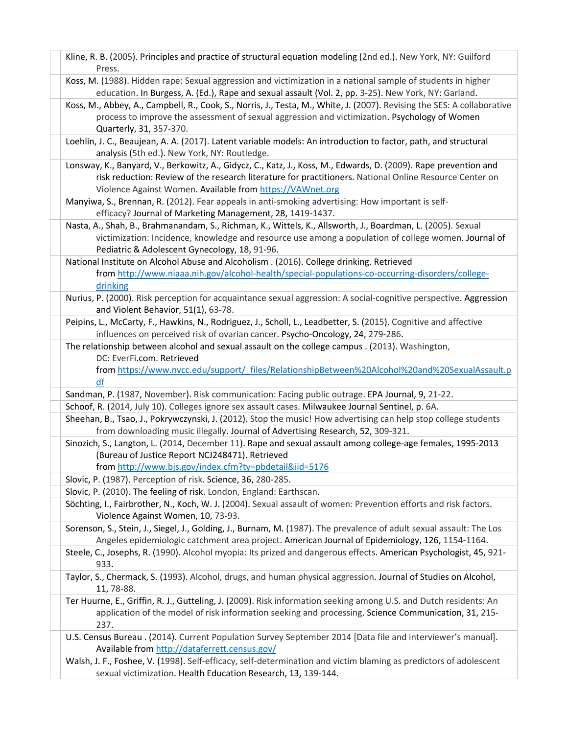Kline, R. B. (2005). Principles and practice of structural equation modeling (2nd ed.). New York, NY: Guilford Press.

Koss, M. (1988). Hidden rape: Sexual aggression and victimization in a national sample of students in higher education. In Burgess, A. (Ed.), Rape and sexual assault (Vol. 2, pp. 3-25). New York, NY: Garland.

Koss, M., Abbey, A., Campbell, R., Cook, S., Norris, J., Testa, M., White, J. (2007). Revising the SES: A collaborative process to improve the assessment of sexual aggression and victimization. Psychology of Women Quarterly, 31, 357-370.

Loehlin, J. C., Beaujean, A. A. (2017). Latent variable models: An introduction to factor, path, and structural analysis (5th ed.). New York, NY: Routledge.

Lonsway, K., Banyard, V., Berkowitz, A., Gidycz, C., Katz, J., Koss, M., Edwards, D. (2009). Rape prevention and risk reduction: Review of the research literature for practitioners. National Online Resource Center on Violence Against Women. Available from https://VAWnet.org

Manyiwa, S., Brennan, R. (2012). Fear appeals in anti-smoking advertising: How important is self-efficacy? Journal of Marketing Management, 28, 1419-1437.

Nasta, A., Shah, B., Brahmanandam, S., Richman, K., Wittels, K., Allsworth, J., Boardman, L. (2005). Sexual victimization: Incidence, knowledge and resource use among a population of college women. Journal of Pediatric & Adolescent Gynecology, 18, 91-96.

National Institute on Alcohol Abuse and Alcoholism . (2016). College drinking. Retrieved from http://www.niaaa.nih.gov/alcohol-health/special-populations-co-occurring-disorders/college-drinking

Nurius, P. (2000). Risk perception for acquaintance sexual aggression: A social-cognitive perspective. Aggression and Violent Behavior, 51(1), 63-78.

Peipins, L., McCarty, F., Hawkins, N., Rodriguez, J., Scholl, L., Leadbetter, S. (2015). Cognitive and affective influences on perceived risk of ovarian cancer. Psycho-Oncology, 24, 279-286.

The relationship between alcohol and sexual assault on the college campus . (2013). Washington, DC: EverFi.com. Retrieved from https://www.nvcc.edu/support/_files/RelationshipBetween%20Alcohol%20and%20SexualAssault.pdf

Sandman, P. (1987, November). Risk communication: Facing public outrage. EPA Journal, 9, 21-22.

Schoof, R. (2014, July 10). Colleges ignore sex assault cases. Milwaukee Journal Sentinel, p. 6A.

Sheehan, B., Tsao, J., Pokrywczynski, J. (2012). Stop the music! How advertising can help stop college students from downloading music illegally. Journal of Advertising Research, 52, 309-321.

Sinozich, S., Langton, L. (2014, December 11). Rape and sexual assault among college-age females, 1995-2013 (Bureau of Justice Report NCJ248471). Retrieved from http://www.bjs.gov/index.cfm?ty=pbdetail&iid=5176

Slovic, P. (1987). Perception of risk. Science, 36, 280-285.

Slovic, P. (2010). The feeling of risk. London, England: Earthscan.

Söchting, I., Fairbrother, N., Koch, W. J. (2004). Sexual assault of women: Prevention efforts and risk factors. Violence Against Women, 10, 73-93.

Sorenson, S., Stein, J., Siegel, J., Golding, J., Burnam, M. (1987). The prevalence of adult sexual assault: The Los Angeles epidemiologic catchment area project. American Journal of Epidemiology, 126, 1154-1164.

Steele, C., Josephs, R. (1990). Alcohol myopia: Its prized and dangerous effects. American Psychologist, 45, 921-933.

Taylor, S., Chermack, S. (1993). Alcohol, drugs, and human physical aggression. Journal of Studies on Alcohol, 11, 78-88.

Ter Huurne, E., Griffin, R. J., Gutteling, J. (2009). Risk information seeking among U.S. and Dutch residents: An application of the model of risk information seeking and processing. Science Communication, 31, 215-237.

U.S. Census Bureau . (2014). Current Population Survey September 2014 [Data file and interviewer's manual]. Available from http://dataferrett.census.gov/

Walsh, J. F., Foshee, V. (1998). Self-efficacy, self-determination and victim blaming as predictors of adolescent sexual victimization. Health Education Research, 13, 139-144.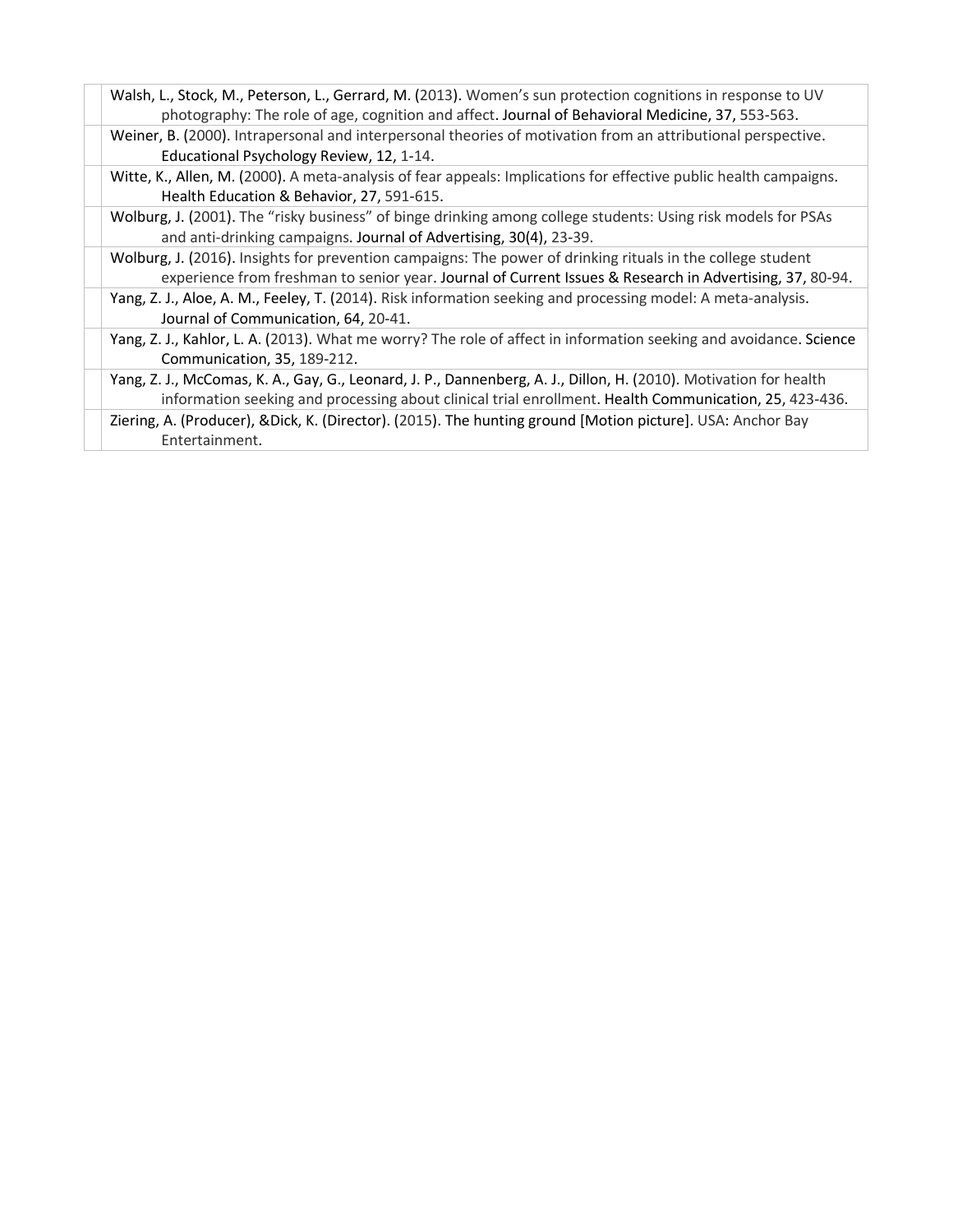Walsh, L., Stock, M., Peterson, L., Gerrard, M. (2013). Women's sun protection cognitions in response to UV photography: The role of age, cognition and affect. Journal of Behavioral Medicine, 37, 553-563.

Weiner, B. (2000). Intrapersonal and interpersonal theories of motivation from an attributional perspective. Educational Psychology Review, 12, 1-14.

Witte, K., Allen, M. (2000). A meta-analysis of fear appeals: Implications for effective public health campaigns. Health Education & Behavior, 27, 591-615.

Wolburg, J. (2001). The "risky business" of binge drinking among college students: Using risk models for PSAs and anti-drinking campaigns. Journal of Advertising, 30(4), 23-39.

Wolburg, J. (2016). Insights for prevention campaigns: The power of drinking rituals in the college student experience from freshman to senior year. Journal of Current Issues & Research in Advertising, 37, 80-94.

Yang, Z. J., Aloe, A. M., Feeley, T. (2014). Risk information seeking and processing model: A meta-analysis. Journal of Communication, 64, 20-41.

Yang, Z. J., Kahlor, L. A. (2013). What me worry? The role of affect in information seeking and avoidance. Science Communication, 35, 189-212.

Yang, Z. J., McComas, K. A., Gay, G., Leonard, J. P., Dannenberg, A. J., Dillon, H. (2010). Motivation for health information seeking and processing about clinical trial enrollment. Health Communication, 25, 423-436.

Ziering, A. (Producer), &Dick, K. (Director). (2015). The hunting ground [Motion picture]. USA: Anchor Bay Entertainment.